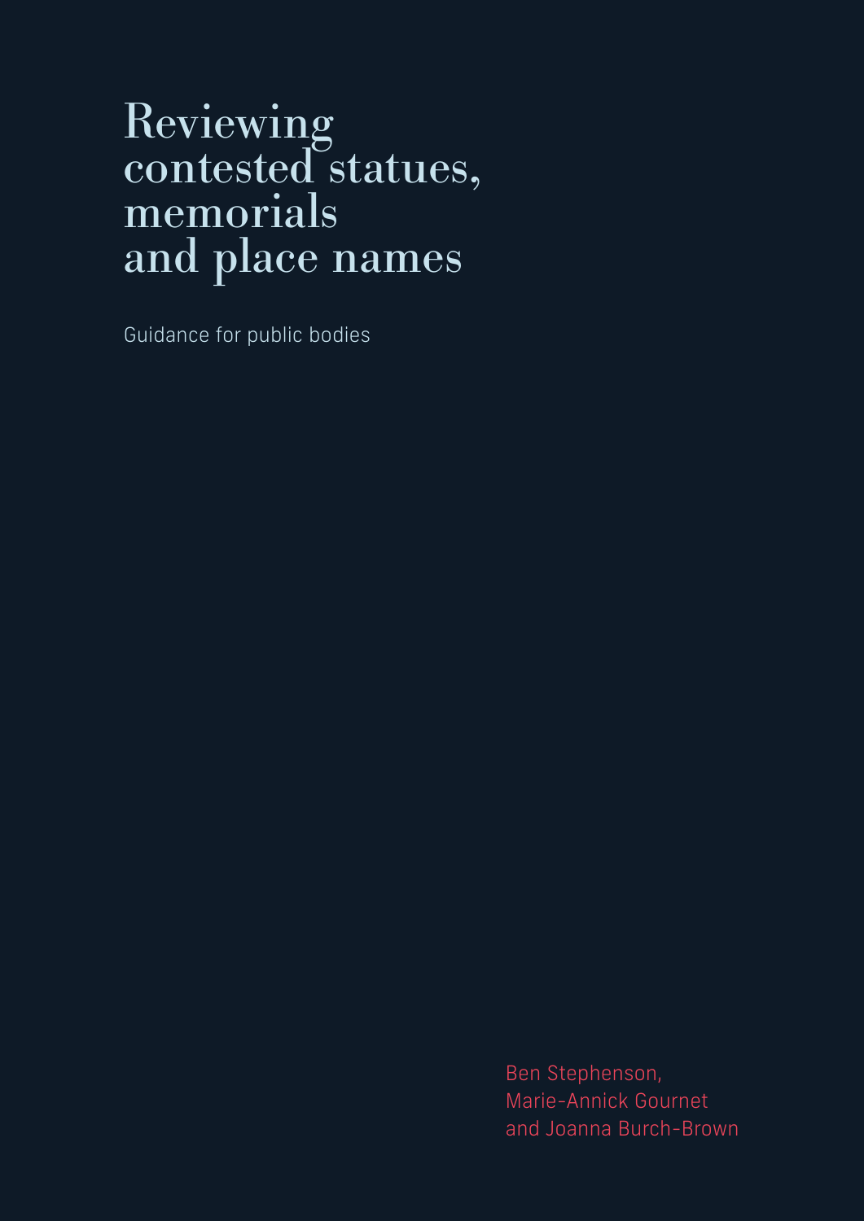# Reviewing contested statues, memorials and place names

Guidance for public bodies

Ben Stephenson,
Marie-Annick Gournet
and Joanna Burch-Brown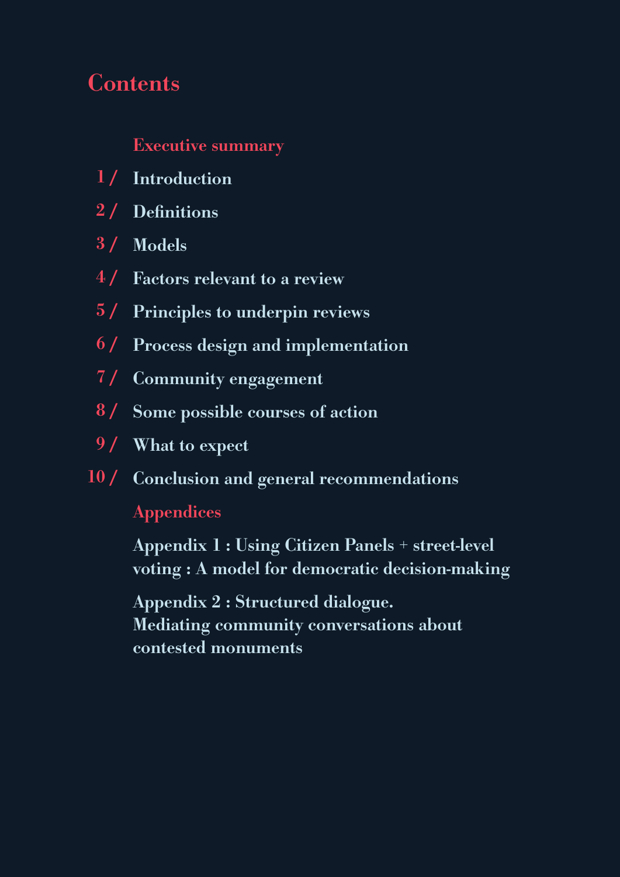# Contents

Executive summary

1 / Introduction

2 / Definitions

3 / Models

4 / Factors relevant to a review

5 / Principles to underpin reviews

6 / Process design and implementation

7 / Community engagement

8 / Some possible courses of action

9 / What to expect

10 / Conclusion and general recommendations

Appendices

Appendix 1 : Using Citizen Panels + street-level voting : A model for democratic decision-making

Appendix 2 : Structured dialogue. Mediating community conversations about contested monuments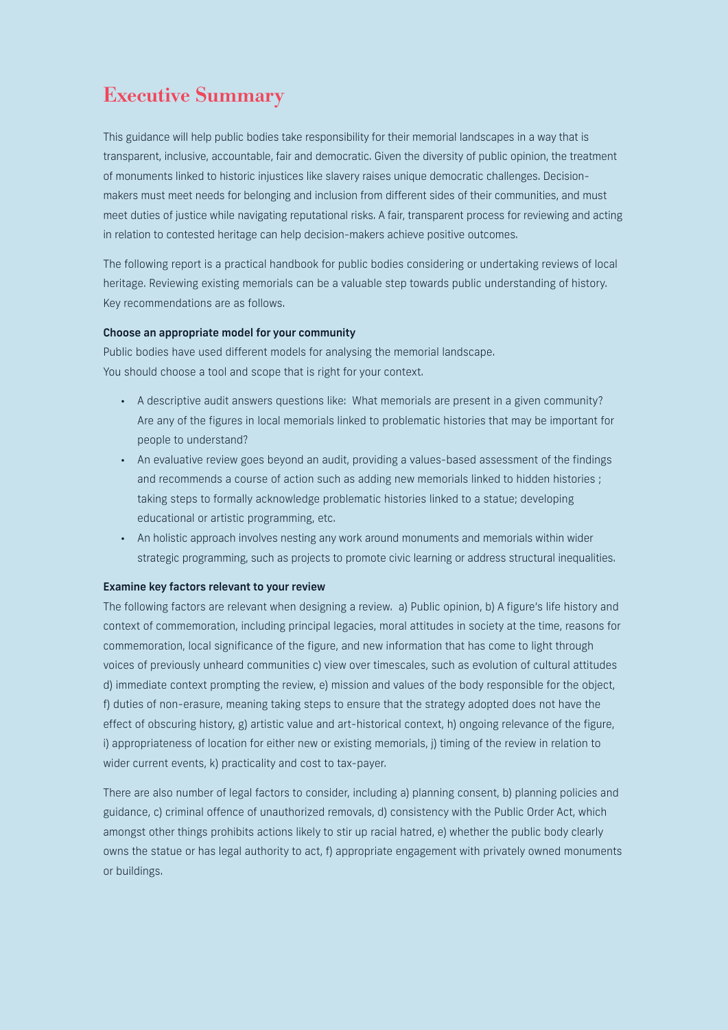# Executive Summary

This guidance will help public bodies take responsibility for their memorial landscapes in a way that is transparent, inclusive, accountable, fair and democratic. Given the diversity of public opinion, the treatment of monuments linked to historic injustices like slavery raises unique democratic challenges. Decision-makers must meet needs for belonging and inclusion from different sides of their communities, and must meet duties of justice while navigating reputational risks. A fair, transparent process for reviewing and acting in relation to contested heritage can help decision-makers achieve positive outcomes.

The following report is a practical handbook for public bodies considering or undertaking reviews of local heritage. Reviewing existing memorials can be a valuable step towards public understanding of history. Key recommendations are as follows.

**Choose an appropriate model for your community**

Public bodies have used different models for analysing the memorial landscape.
You should choose a tool and scope that is right for your context.

- A descriptive audit answers questions like: What memorials are present in a given community? Are any of the figures in local memorials linked to problematic histories that may be important for people to understand?
- An evaluative review goes beyond an audit, providing a values-based assessment of the findings and recommends a course of action such as adding new memorials linked to hidden histories ; taking steps to formally acknowledge problematic histories linked to a statue; developing educational or artistic programming, etc.
- An holistic approach involves nesting any work around monuments and memorials within wider strategic programming, such as projects to promote civic learning or address structural inequalities.

**Examine key factors relevant to your review**

The following factors are relevant when designing a review. a) Public opinion, b) A figure's life history and context of commemoration, including principal legacies, moral attitudes in society at the time, reasons for commemoration, local significance of the figure, and new information that has come to light through voices of previously unheard communities c) view over timescales, such as evolution of cultural attitudes d) immediate context prompting the review, e) mission and values of the body responsible for the object, f) duties of non-erasure, meaning taking steps to ensure that the strategy adopted does not have the effect of obscuring history, g) artistic value and art-historical context, h) ongoing relevance of the figure, i) appropriateness of location for either new or existing memorials, j) timing of the review in relation to wider current events, k) practicality and cost to tax-payer.

There are also number of legal factors to consider, including a) planning consent, b) planning policies and guidance, c) criminal offence of unauthorized removals, d) consistency with the Public Order Act, which amongst other things prohibits actions likely to stir up racial hatred, e) whether the public body clearly owns the statue or has legal authority to act, f) appropriate engagement with privately owned monuments or buildings.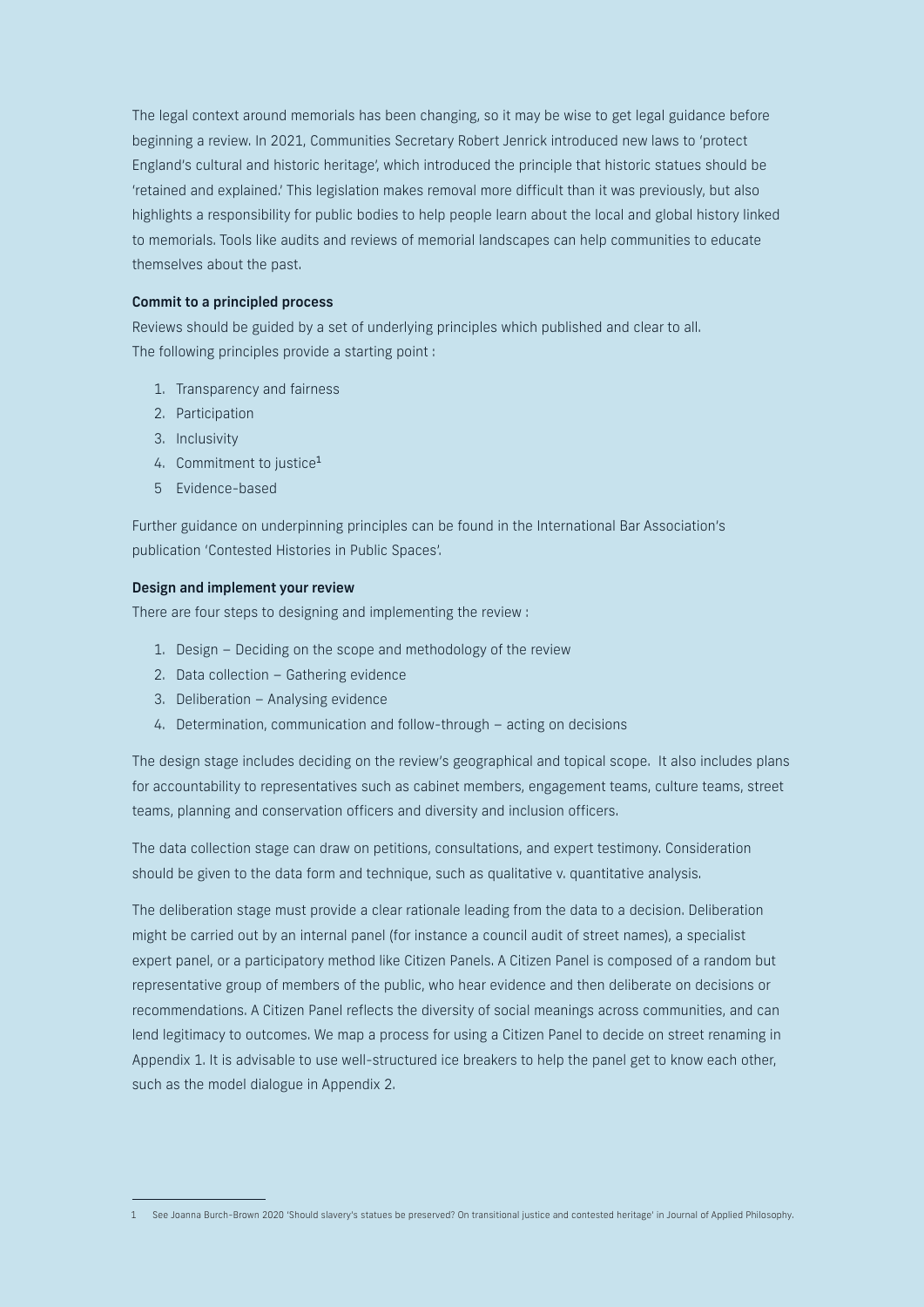The legal context around memorials has been changing, so it may be wise to get legal guidance before beginning a review. In 2021, Communities Secretary Robert Jenrick introduced new laws to 'protect England's cultural and historic heritage', which introduced the principle that historic statues should be 'retained and explained.' This legislation makes removal more difficult than it was previously, but also highlights a responsibility for public bodies to help people learn about the local and global history linked to memorials. Tools like audits and reviews of memorial landscapes can help communities to educate themselves about the past.

**Commit to a principled process**

Reviews should be guided by a set of underlying principles which published and clear to all.
The following principles provide a starting point :

1. Transparency and fairness
2. Participation
3. Inclusivity
4. Commitment to justice[1]
5. Evidence-based

Further guidance on underpinning principles can be found in the International Bar Association's publication 'Contested Histories in Public Spaces'.

**Design and implement your review**

There are four steps to designing and implementing the review :

1. Design – Deciding on the scope and methodology of the review
2. Data collection – Gathering evidence
3. Deliberation – Analysing evidence
4. Determination, communication and follow-through – acting on decisions

The design stage includes deciding on the review's geographical and topical scope. It also includes plans for accountability to representatives such as cabinet members, engagement teams, culture teams, street teams, planning and conservation officers and diversity and inclusion officers.

The data collection stage can draw on petitions, consultations, and expert testimony. Consideration should be given to the data form and technique, such as qualitative v. quantitative analysis.

The deliberation stage must provide a clear rationale leading from the data to a decision. Deliberation might be carried out by an internal panel (for instance a council audit of street names), a specialist expert panel, or a participatory method like Citizen Panels. A Citizen Panel is composed of a random but representative group of members of the public, who hear evidence and then deliberate on decisions or recommendations. A Citizen Panel reflects the diversity of social meanings across communities, and can lend legitimacy to outcomes. We map a process for using a Citizen Panel to decide on street renaming in Appendix 1. It is advisable to use well-structured ice breakers to help the panel get to know each other, such as the model dialogue in Appendix 2.

---

1 See Joanna Burch-Brown 2020 'Should slavery's statues be preserved? On transitional justice and contested heritage' in Journal of Applied Philosophy.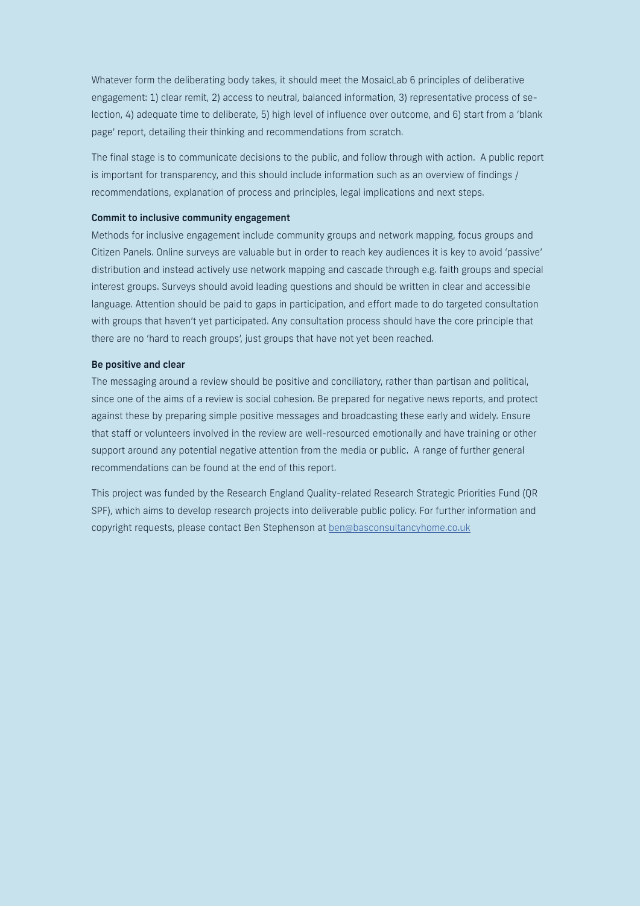Whatever form the deliberating body takes, it should meet the MosaicLab 6 principles of deliberative engagement: 1) clear remit, 2) access to neutral, balanced information, 3) representative process of selection, 4) adequate time to deliberate, 5) high level of influence over outcome, and 6) start from a 'blank page' report, detailing their thinking and recommendations from scratch.

The final stage is to communicate decisions to the public, and follow through with action. A public report is important for transparency, and this should include information such as an overview of findings / recommendations, explanation of process and principles, legal implications and next steps.

**Commit to inclusive community engagement**

Methods for inclusive engagement include community groups and network mapping, focus groups and Citizen Panels. Online surveys are valuable but in order to reach key audiences it is key to avoid 'passive' distribution and instead actively use network mapping and cascade through e.g. faith groups and special interest groups. Surveys should avoid leading questions and should be written in clear and accessible language. Attention should be paid to gaps in participation, and effort made to do targeted consultation with groups that haven't yet participated. Any consultation process should have the core principle that there are no 'hard to reach groups', just groups that have not yet been reached.

**Be positive and clear**

The messaging around a review should be positive and conciliatory, rather than partisan and political, since one of the aims of a review is social cohesion. Be prepared for negative news reports, and protect against these by preparing simple positive messages and broadcasting these early and widely. Ensure that staff or volunteers involved in the review are well-resourced emotionally and have training or other support around any potential negative attention from the media or public. A range of further general recommendations can be found at the end of this report.

This project was funded by the Research England Quality-related Research Strategic Priorities Fund (QR SPF), which aims to develop research projects into deliverable public policy. For further information and copyright requests, please contact Ben Stephenson at [ben@basconsultancyhome.co.uk](mailto:ben@basconsultancyhome.co.uk)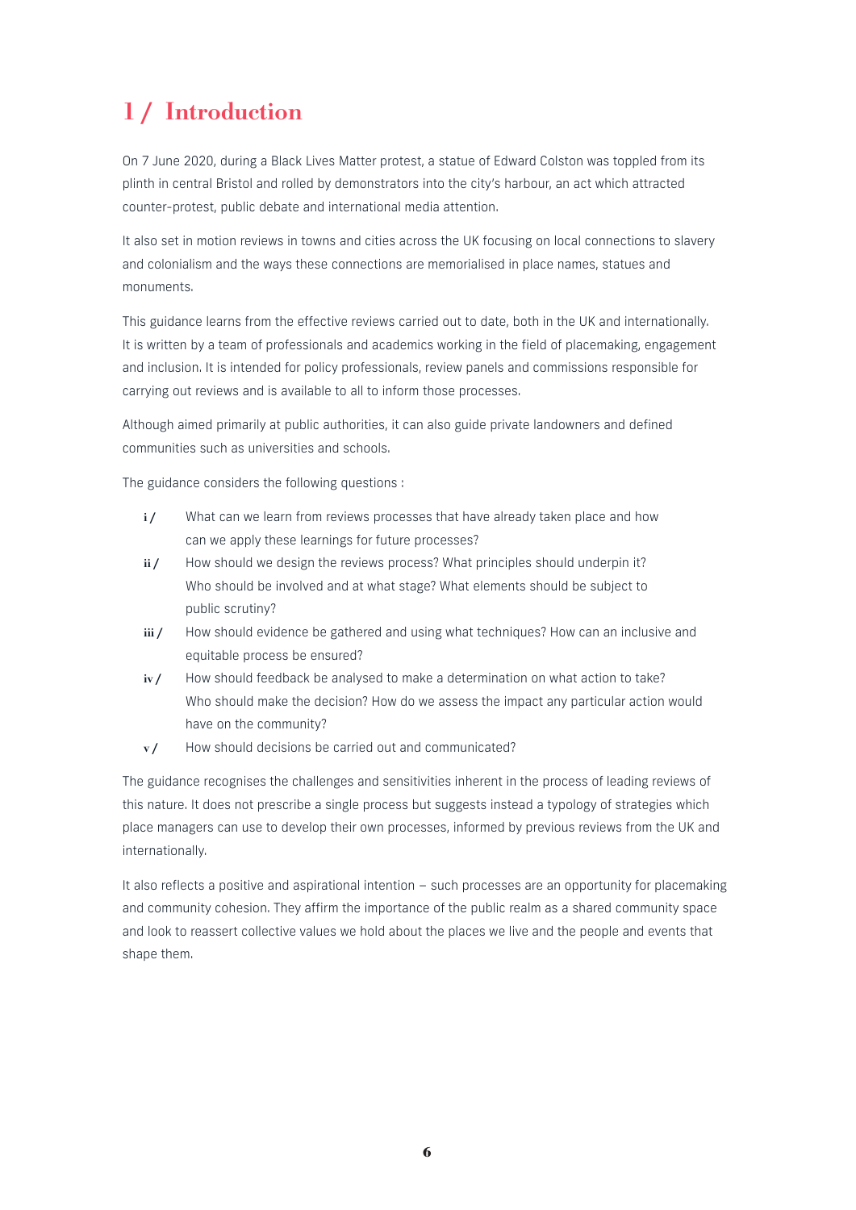# 1 / Introduction

On 7 June 2020, during a Black Lives Matter protest, a statue of Edward Colston was toppled from its plinth in central Bristol and rolled by demonstrators into the city's harbour, an act which attracted counter-protest, public debate and international media attention.

It also set in motion reviews in towns and cities across the UK focusing on local connections to slavery and colonialism and the ways these connections are memorialised in place names, statues and monuments.

This guidance learns from the effective reviews carried out to date, both in the UK and internationally. It is written by a team of professionals and academics working in the field of placemaking, engagement and inclusion. It is intended for policy professionals, review panels and commissions responsible for carrying out reviews and is available to all to inform those processes.

Although aimed primarily at public authorities, it can also guide private landowners and defined communities such as universities and schools.

The guidance considers the following questions :

- **i /** What can we learn from reviews processes that have already taken place and how can we apply these learnings for future processes?
- **ii /** How should we design the reviews process? What principles should underpin it? Who should be involved and at what stage? What elements should be subject to public scrutiny?
- **iii /** How should evidence be gathered and using what techniques? How can an inclusive and equitable process be ensured?
- **iv /** How should feedback be analysed to make a determination on what action to take? Who should make the decision? How do we assess the impact any particular action would have on the community?
- **v /** How should decisions be carried out and communicated?

The guidance recognises the challenges and sensitivities inherent in the process of leading reviews of this nature. It does not prescribe a single process but suggests instead a typology of strategies which place managers can use to develop their own processes, informed by previous reviews from the UK and internationally.

It also reflects a positive and aspirational intention – such processes are an opportunity for placemaking and community cohesion. They affirm the importance of the public realm as a shared community space and look to reassert collective values we hold about the places we live and the people and events that shape them.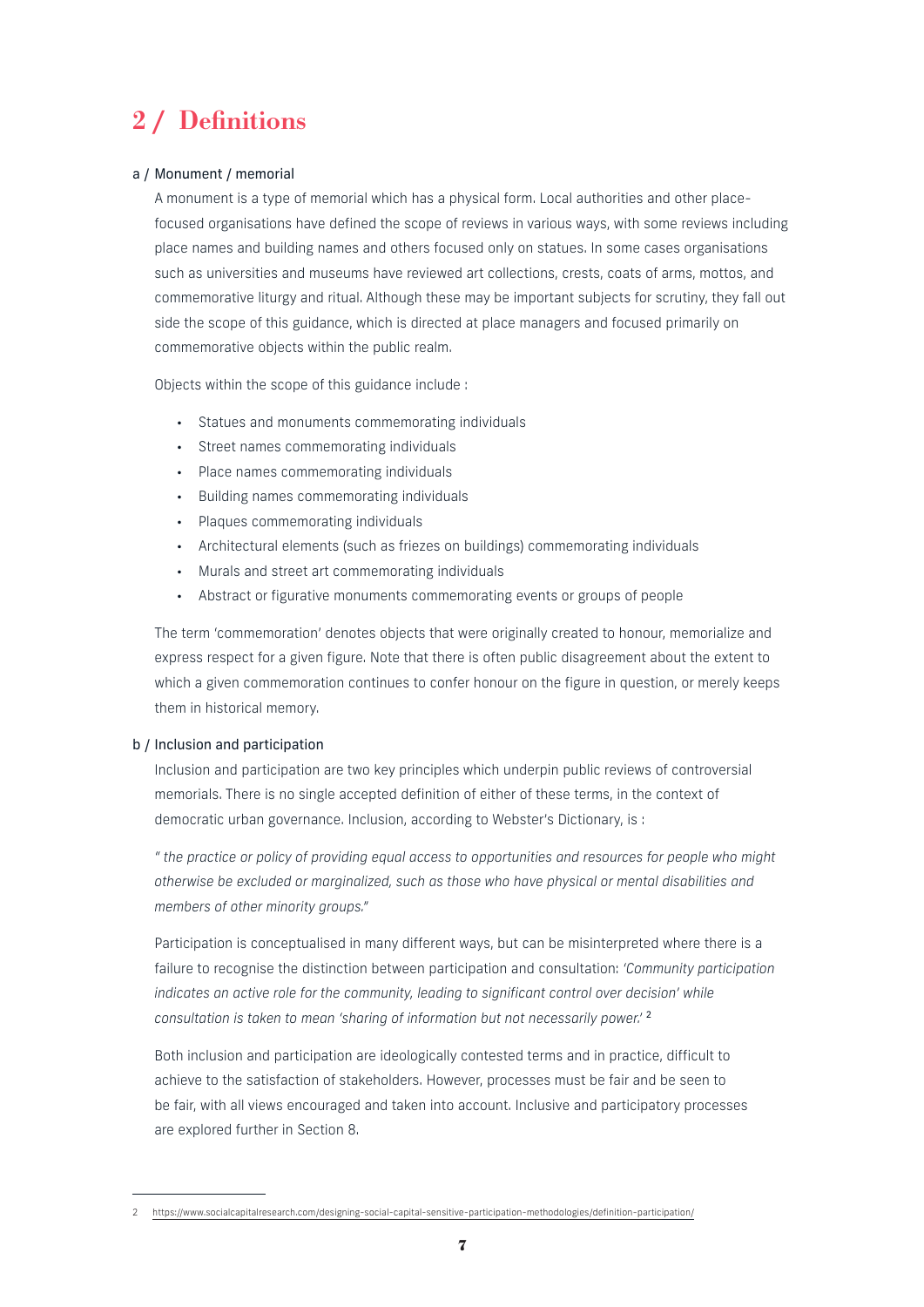# 2 / Definitions

### a / Monument / memorial

A monument is a type of memorial which has a physical form. Local authorities and other place-focused organisations have defined the scope of reviews in various ways, with some reviews including place names and building names and others focused only on statues. In some cases organisations such as universities and museums have reviewed art collections, crests, coats of arms, mottos, and commemorative liturgy and ritual. Although these may be important subjects for scrutiny, they fall out side the scope of this guidance, which is directed at place managers and focused primarily on commemorative objects within the public realm.

Objects within the scope of this guidance include :

- Statues and monuments commemorating individuals
- Street names commemorating individuals
- Place names commemorating individuals
- Building names commemorating individuals
- Plaques commemorating individuals
- Architectural elements (such as friezes on buildings) commemorating individuals
- Murals and street art commemorating individuals
- Abstract or figurative monuments commemorating events or groups of people

The term 'commemoration' denotes objects that were originally created to honour, memorialize and express respect for a given figure. Note that there is often public disagreement about the extent to which a given commemoration continues to confer honour on the figure in question, or merely keeps them in historical memory.

### b / Inclusion and participation

Inclusion and participation are two key principles which underpin public reviews of controversial memorials. There is no single accepted definition of either of these terms, in the context of democratic urban governance. Inclusion, according to Webster's Dictionary, is :

*" the practice or policy of providing equal access to opportunities and resources for people who might otherwise be excluded or marginalized, such as those who have physical or mental disabilities and members of other minority groups."*

Participation is conceptualised in many different ways, but can be misinterpreted where there is a failure to recognise the distinction between participation and consultation: *'Community participation indicates an active role for the community, leading to significant control over decision' while consultation is taken to mean 'sharing of information but not necessarily power.'* [2]

Both inclusion and participation are ideologically contested terms and in practice, difficult to achieve to the satisfaction of stakeholders. However, processes must be fair and be seen to be fair, with all views encouraged and taken into account. Inclusive and participatory processes are explored further in Section 8.

---

2 https://www.socialcapitalresearch.com/designing-social-capital-sensitive-participation-methodologies/definition-participation/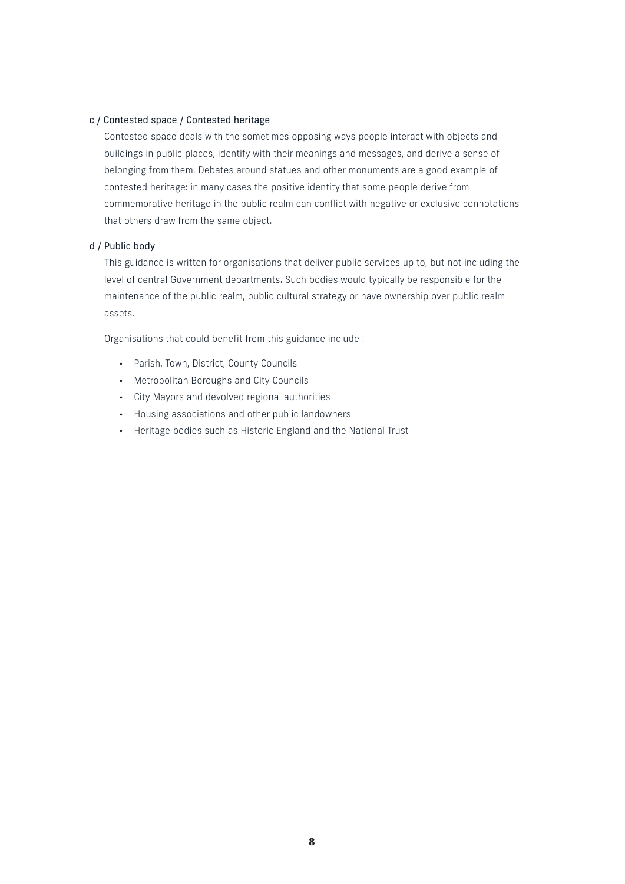### c / Contested space / Contested heritage

Contested space deals with the sometimes opposing ways people interact with objects and buildings in public places, identify with their meanings and messages, and derive a sense of belonging from them. Debates around statues and other monuments are a good example of contested heritage: in many cases the positive identity that some people derive from commemorative heritage in the public realm can conflict with negative or exclusive connotations that others draw from the same object.

### d / Public body

This guidance is written for organisations that deliver public services up to, but not including the level of central Government departments. Such bodies would typically be responsible for the maintenance of the public realm, public cultural strategy or have ownership over public realm assets.

Organisations that could benefit from this guidance include :

- Parish, Town, District, County Councils
- Metropolitan Boroughs and City Councils
- City Mayors and devolved regional authorities
- Housing associations and other public landowners
- Heritage bodies such as Historic England and the National Trust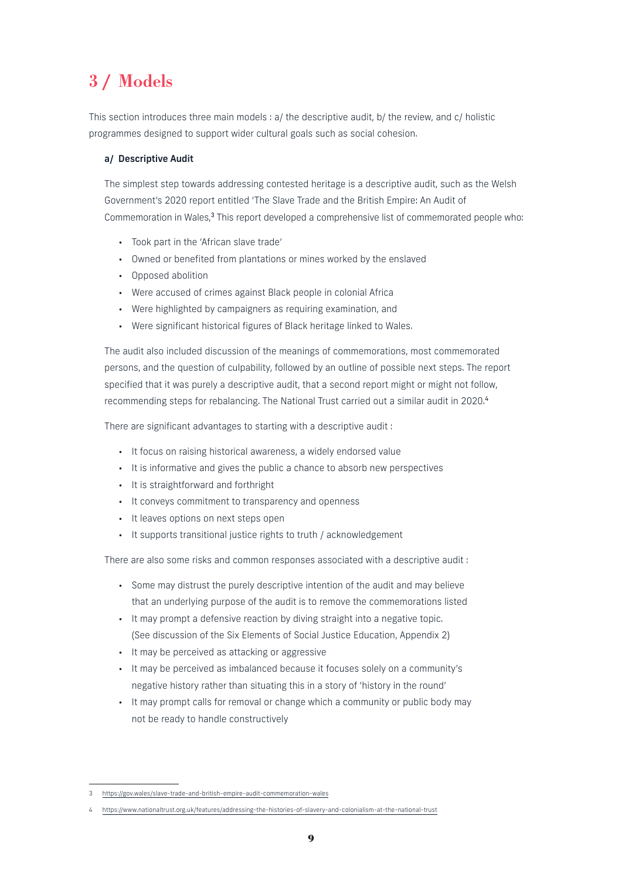# 3 / Models

This section introduces three main models : a/ the descriptive audit, b/ the review, and c/ holistic programmes designed to support wider cultural goals such as social cohesion.

### a/ Descriptive Audit

The simplest step towards addressing contested heritage is a descriptive audit, such as the Welsh Government's 2020 report entitled 'The Slave Trade and the British Empire: An Audit of Commemoration in Wales,[3] This report developed a comprehensive list of commemorated people who:

- Took part in the 'African slave trade'
- Owned or benefited from plantations or mines worked by the enslaved
- Opposed abolition
- Were accused of crimes against Black people in colonial Africa
- Were highlighted by campaigners as requiring examination, and
- Were significant historical figures of Black heritage linked to Wales.

The audit also included discussion of the meanings of commemorations, most commemorated persons, and the question of culpability, followed by an outline of possible next steps. The report specified that it was purely a descriptive audit, that a second report might or might not follow, recommending steps for rebalancing. The National Trust carried out a similar audit in 2020.[4]

There are significant advantages to starting with a descriptive audit :

- It focus on raising historical awareness, a widely endorsed value
- It is informative and gives the public a chance to absorb new perspectives
- It is straightforward and forthright
- It conveys commitment to transparency and openness
- It leaves options on next steps open
- It supports transitional justice rights to truth / acknowledgement

There are also some risks and common responses associated with a descriptive audit :

- Some may distrust the purely descriptive intention of the audit and may believe that an underlying purpose of the audit is to remove the commemorations listed
- It may prompt a defensive reaction by diving straight into a negative topic. (See discussion of the Six Elements of Social Justice Education, Appendix 2)
- It may be perceived as attacking or aggressive
- It may be perceived as imbalanced because it focuses solely on a community's negative history rather than situating this in a story of 'history in the round'
- It may prompt calls for removal or change which a community or public body may not be ready to handle constructively

---

3 https://gov.wales/slave-trade-and-british-empire-audit-commemoration-wales

4 https://www.nationaltrust.org.uk/features/addressing-the-histories-of-slavery-and-colonialism-at-the-national-trust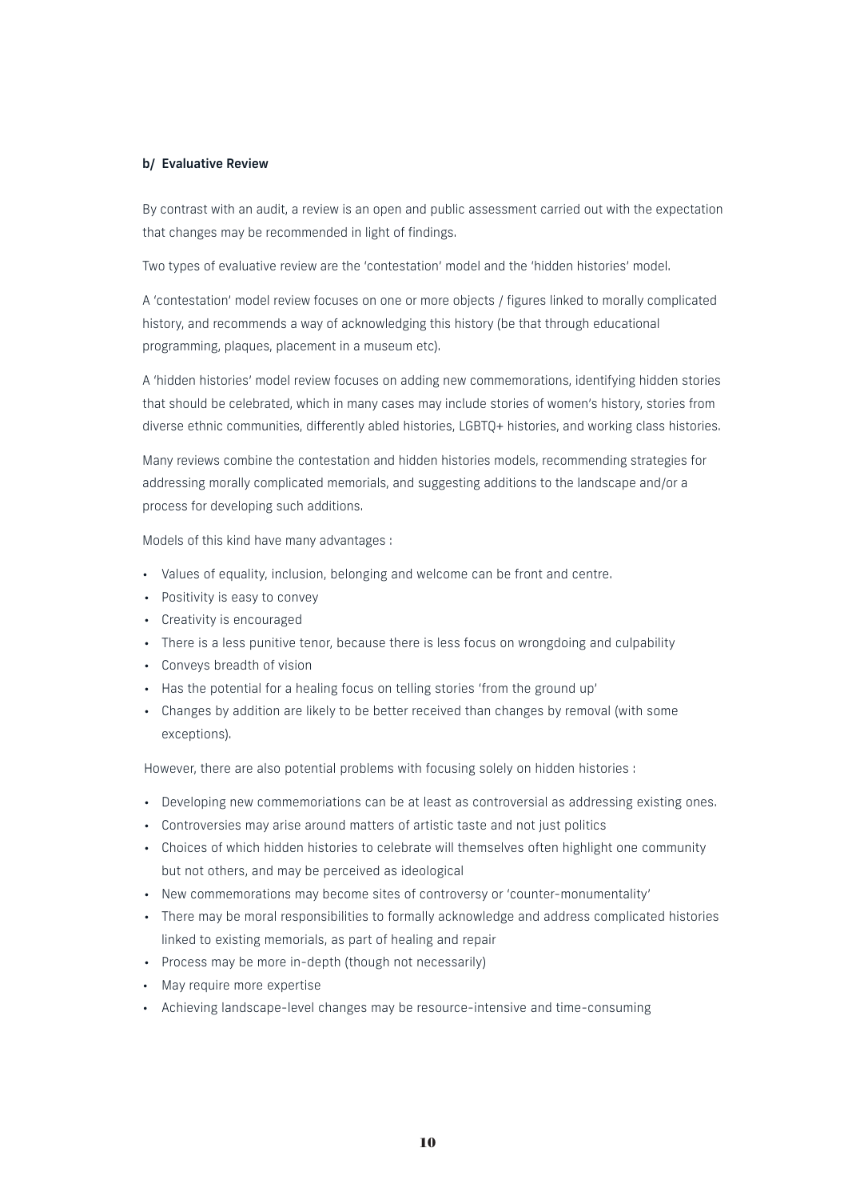### b/ Evaluative Review

By contrast with an audit, a review is an open and public assessment carried out with the expectation that changes may be recommended in light of findings.

Two types of evaluative review are the 'contestation' model and the 'hidden histories' model.

A 'contestation' model review focuses on one or more objects / figures linked to morally complicated history, and recommends a way of acknowledging this history (be that through educational programming, plaques, placement in a museum etc).

A 'hidden histories' model review focuses on adding new commemorations, identifying hidden stories that should be celebrated, which in many cases may include stories of women's history, stories from diverse ethnic communities, differently abled histories, LGBTQ+ histories, and working class histories.

Many reviews combine the contestation and hidden histories models, recommending strategies for addressing morally complicated memorials, and suggesting additions to the landscape and/or a process for developing such additions.

Models of this kind have many advantages :

- Values of equality, inclusion, belonging and welcome can be front and centre.
- Positivity is easy to convey
- Creativity is encouraged
- There is a less punitive tenor, because there is less focus on wrongdoing and culpability
- Conveys breadth of vision
- Has the potential for a healing focus on telling stories 'from the ground up'
- Changes by addition are likely to be better received than changes by removal (with some exceptions).

However, there are also potential problems with focusing solely on hidden histories :

- Developing new commemoriations can be at least as controversial as addressing existing ones.
- Controversies may arise around matters of artistic taste and not just politics
- Choices of which hidden histories to celebrate will themselves often highlight one community but not others, and may be perceived as ideological
- New commemorations may become sites of controversy or 'counter-monumentality'
- There may be moral responsibilities to formally acknowledge and address complicated histories linked to existing memorials, as part of healing and repair
- Process may be more in-depth (though not necessarily)
- May require more expertise
- Achieving landscape-level changes may be resource-intensive and time-consuming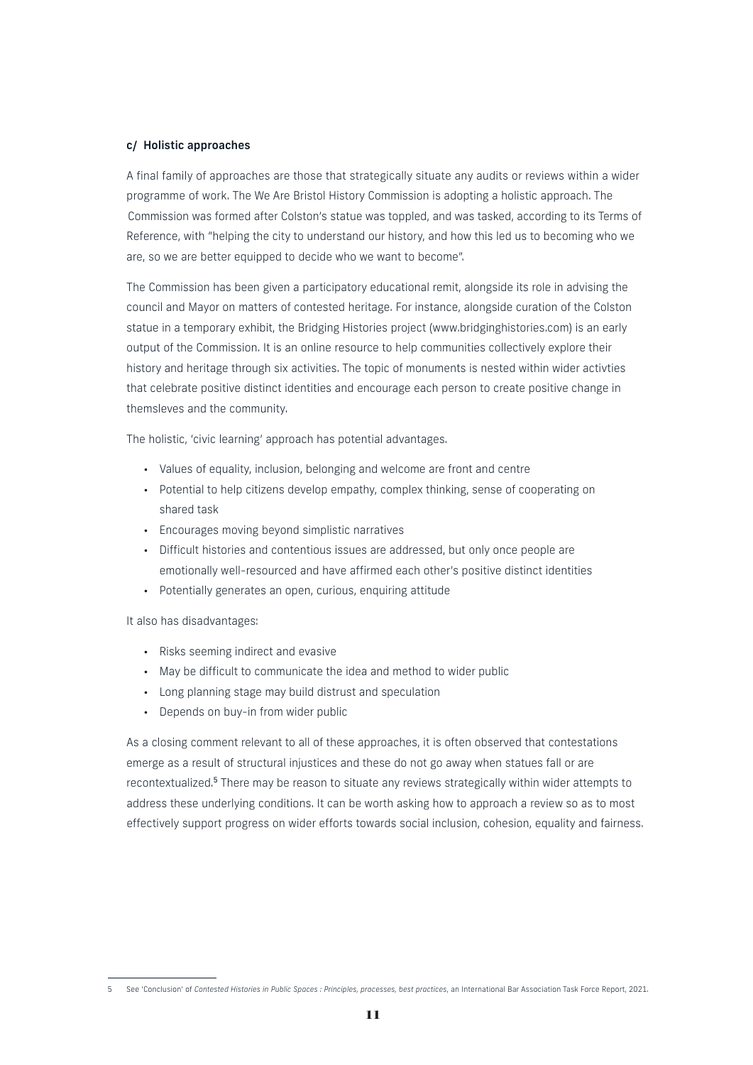### c/ Holistic approaches

A final family of approaches are those that strategically situate any audits or reviews within a wider programme of work. The We Are Bristol History Commission is adopting a holistic approach. The Commission was formed after Colston's statue was toppled, and was tasked, according to its Terms of Reference, with "helping the city to understand our history, and how this led us to becoming who we are, so we are better equipped to decide who we want to become".

The Commission has been given a participatory educational remit, alongside its role in advising the council and Mayor on matters of contested heritage. For instance, alongside curation of the Colston statue in a temporary exhibit, the Bridging Histories project (www.bridginghistories.com) is an early output of the Commission. It is an online resource to help communities collectively explore their history and heritage through six activities. The topic of monuments is nested within wider activties that celebrate positive distinct identities and encourage each person to create positive change in themsleves and the community.

The holistic, 'civic learning' approach has potential advantages.

- Values of equality, inclusion, belonging and welcome are front and centre
- Potential to help citizens develop empathy, complex thinking, sense of cooperating on shared task
- Encourages moving beyond simplistic narratives
- Difficult histories and contentious issues are addressed, but only once people are emotionally well-resourced and have affirmed each other's positive distinct identities
- Potentially generates an open, curious, enquiring attitude

It also has disadvantages:

- Risks seeming indirect and evasive
- May be difficult to communicate the idea and method to wider public
- Long planning stage may build distrust and speculation
- Depends on buy-in from wider public

As a closing comment relevant to all of these approaches, it is often observed that contestations emerge as a result of structural injustices and these do not go away when statues fall or are recontextualized.[5] There may be reason to situate any reviews strategically within wider attempts to address these underlying conditions. It can be worth asking how to approach a review so as to most effectively support progress on wider efforts towards social inclusion, cohesion, equality and fairness.

---

5 See 'Conclusion' of *Contested Histories in Public Spaces : Principles, processes, best practices*, an International Bar Association Task Force Report, 2021.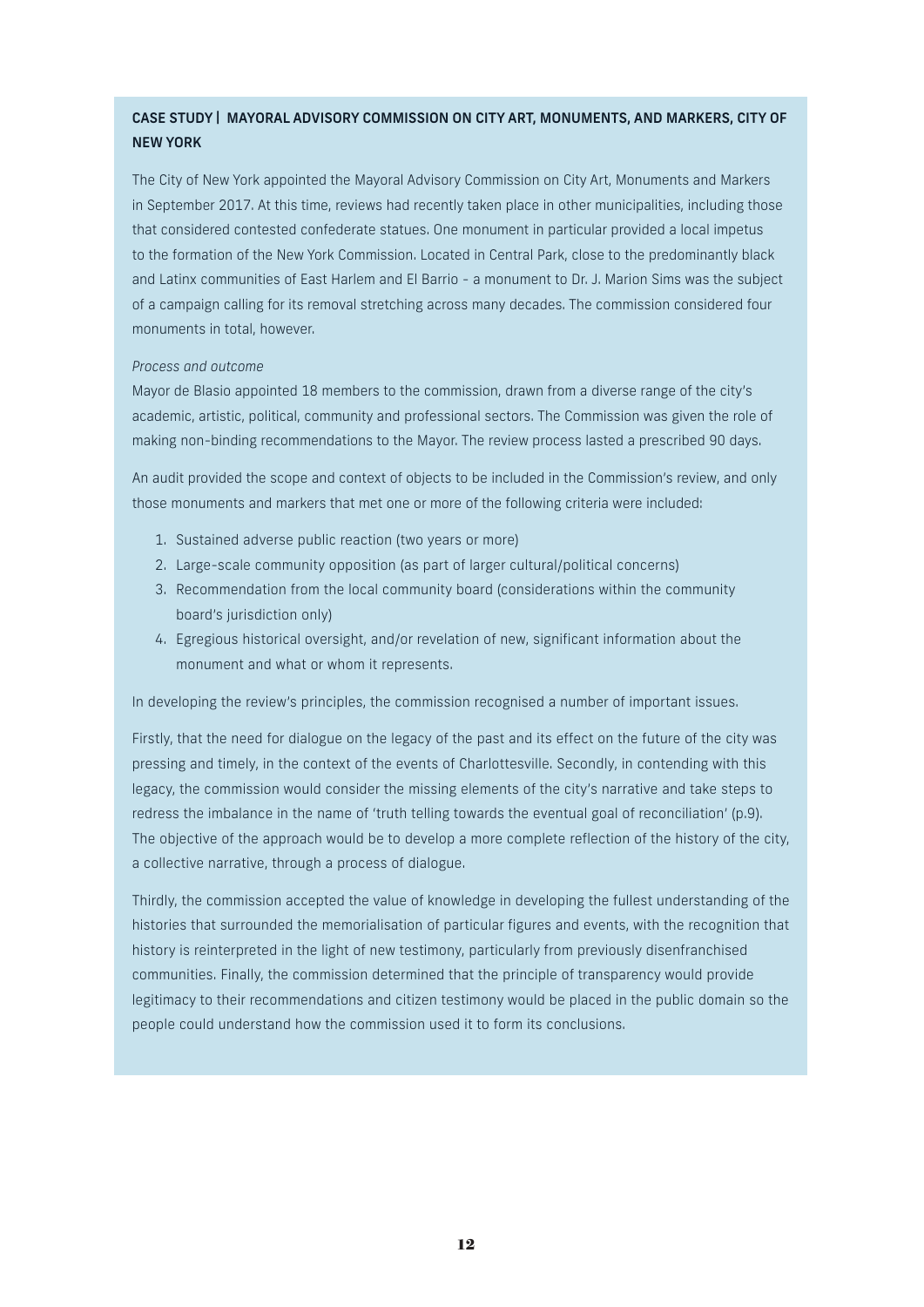### CASE STUDY | MAYORAL ADVISORY COMMISSION ON CITY ART, MONUMENTS, AND MARKERS, CITY OF NEW YORK

The City of New York appointed the Mayoral Advisory Commission on City Art, Monuments and Markers in September 2017. At this time, reviews had recently taken place in other municipalities, including those that considered contested confederate statues. One monument in particular provided a local impetus to the formation of the New York Commission. Located in Central Park, close to the predominantly black and Latinx communities of East Harlem and El Barrio – a monument to Dr. J. Marion Sims was the subject of a campaign calling for its removal stretching across many decades. The commission considered four monuments in total, however.

*Process and outcome*

Mayor de Blasio appointed 18 members to the commission, drawn from a diverse range of the city's academic, artistic, political, community and professional sectors. The Commission was given the role of making non-binding recommendations to the Mayor. The review process lasted a prescribed 90 days.

An audit provided the scope and context of objects to be included in the Commission's review, and only those monuments and markers that met one or more of the following criteria were included:

1. Sustained adverse public reaction (two years or more)
2. Large-scale community opposition (as part of larger cultural/political concerns)
3. Recommendation from the local community board (considerations within the community board's jurisdiction only)
4. Egregious historical oversight, and/or revelation of new, significant information about the monument and what or whom it represents.

In developing the review's principles, the commission recognised a number of important issues.

Firstly, that the need for dialogue on the legacy of the past and its effect on the future of the city was pressing and timely, in the context of the events of Charlottesville. Secondly, in contending with this legacy, the commission would consider the missing elements of the city's narrative and take steps to redress the imbalance in the name of 'truth telling towards the eventual goal of reconciliation' (p.9). The objective of the approach would be to develop a more complete reflection of the history of the city, a collective narrative, through a process of dialogue.

Thirdly, the commission accepted the value of knowledge in developing the fullest understanding of the histories that surrounded the memorialisation of particular figures and events, with the recognition that history is reinterpreted in the light of new testimony, particularly from previously disenfranchised communities. Finally, the commission determined that the principle of transparency would provide legitimacy to their recommendations and citizen testimony would be placed in the public domain so the people could understand how the commission used it to form its conclusions.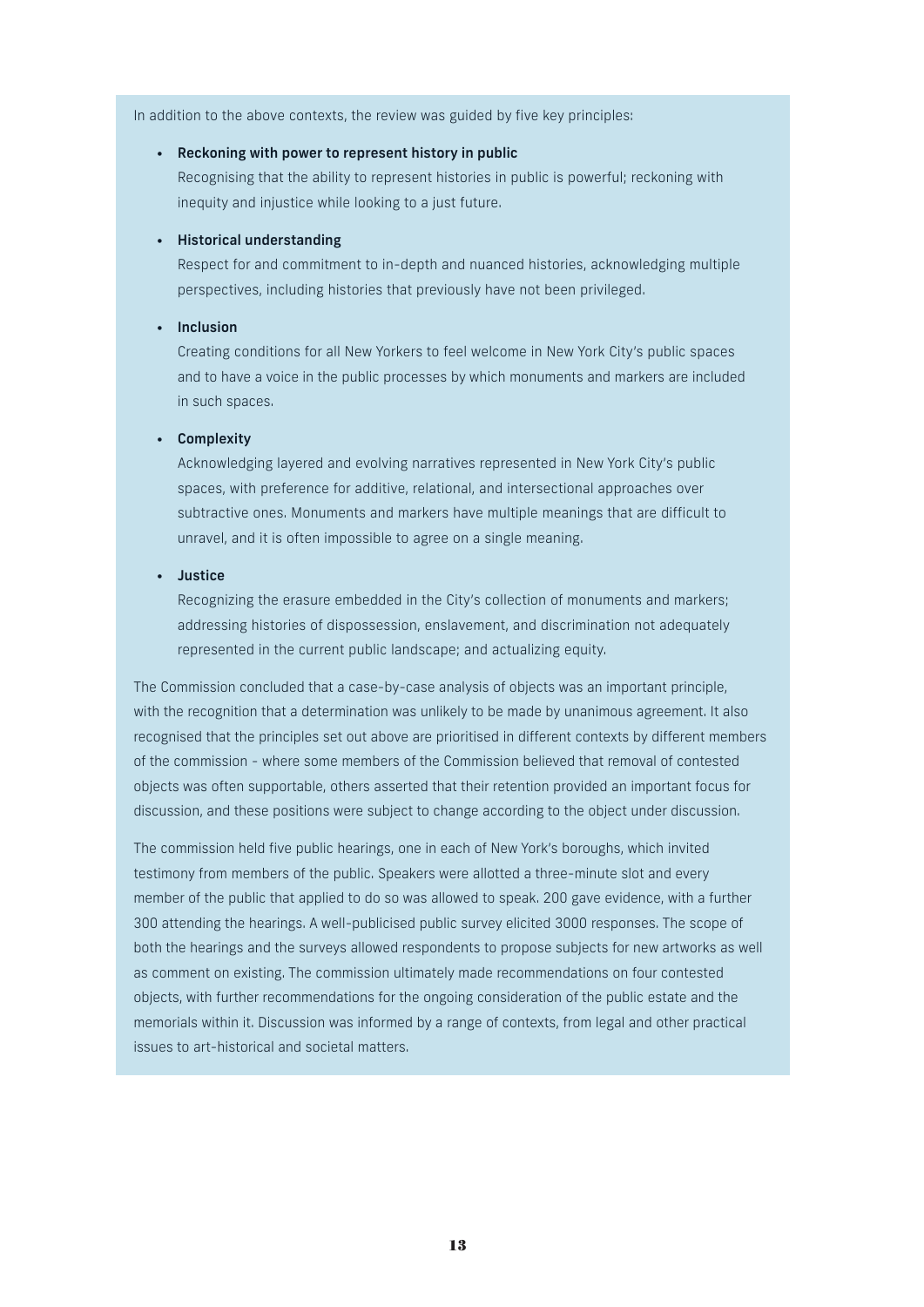In addition to the above contexts, the review was guided by five key principles:

- **Reckoning with power to represent history in public**
  Recognising that the ability to represent histories in public is powerful; reckoning with inequity and injustice while looking to a just future.

- **Historical understanding**
  Respect for and commitment to in-depth and nuanced histories, acknowledging multiple perspectives, including histories that previously have not been privileged.

- **Inclusion**
  Creating conditions for all New Yorkers to feel welcome in New York City's public spaces and to have a voice in the public processes by which monuments and markers are included in such spaces.

- **Complexity**
  Acknowledging layered and evolving narratives represented in New York City's public spaces, with preference for additive, relational, and intersectional approaches over subtractive ones. Monuments and markers have multiple meanings that are difficult to unravel, and it is often impossible to agree on a single meaning.

- **Justice**
  Recognizing the erasure embedded in the City's collection of monuments and markers; addressing histories of dispossession, enslavement, and discrimination not adequately represented in the current public landscape; and actualizing equity.

The Commission concluded that a case-by-case analysis of objects was an important principle, with the recognition that a determination was unlikely to be made by unanimous agreement. It also recognised that the principles set out above are prioritised in different contexts by different members of the commission - where some members of the Commission believed that removal of contested objects was often supportable, others asserted that their retention provided an important focus for discussion, and these positions were subject to change according to the object under discussion.

The commission held five public hearings, one in each of New York's boroughs, which invited testimony from members of the public. Speakers were allotted a three-minute slot and every member of the public that applied to do so was allowed to speak. 200 gave evidence, with a further 300 attending the hearings. A well-publicised public survey elicited 3000 responses. The scope of both the hearings and the surveys allowed respondents to propose subjects for new artworks as well as comment on existing. The commission ultimately made recommendations on four contested objects, with further recommendations for the ongoing consideration of the public estate and the memorials within it. Discussion was informed by a range of contexts, from legal and other practical issues to art-historical and societal matters.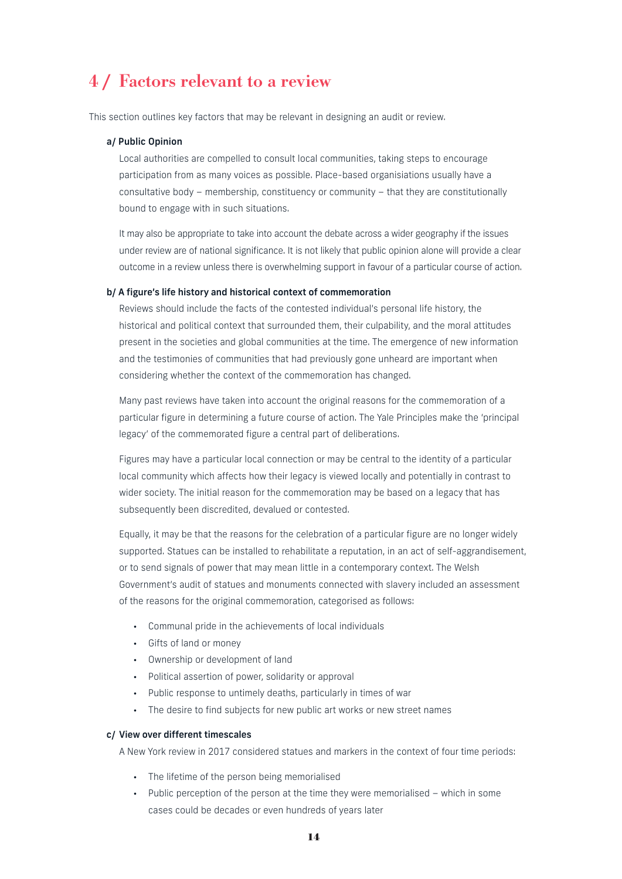# 4 / Factors relevant to a review

This section outlines key factors that may be relevant in designing an audit or review.

### a/ Public Opinion

Local authorities are compelled to consult local communities, taking steps to encourage participation from as many voices as possible. Place-based organisations usually have a consultative body – membership, constituency or community – that they are constitutionally bound to engage with in such situations.

It may also be appropriate to take into account the debate across a wider geography if the issues under review are of national significance. It is not likely that public opinion alone will provide a clear outcome in a review unless there is overwhelming support in favour of a particular course of action.

### b/ A figure's life history and historical context of commemoration

Reviews should include the facts of the contested individual's personal life history, the historical and political context that surrounded them, their culpability, and the moral attitudes present in the societies and global communities at the time. The emergence of new information and the testimonies of communities that had previously gone unheard are important when considering whether the context of the commemoration has changed.

Many past reviews have taken into account the original reasons for the commemoration of a particular figure in determining a future course of action. The Yale Principles make the 'principal legacy' of the commemorated figure a central part of deliberations.

Figures may have a particular local connection or may be central to the identity of a particular local community which affects how their legacy is viewed locally and potentially in contrast to wider society. The initial reason for the commemoration may be based on a legacy that has subsequently been discredited, devalued or contested.

Equally, it may be that the reasons for the celebration of a particular figure are no longer widely supported. Statues can be installed to rehabilitate a reputation, in an act of self-aggrandisement, or to send signals of power that may mean little in a contemporary context. The Welsh Government's audit of statues and monuments connected with slavery included an assessment of the reasons for the original commemoration, categorised as follows:

- Communal pride in the achievements of local individuals
- Gifts of land or money
- Ownership or development of land
- Political assertion of power, solidarity or approval
- Public response to untimely deaths, particularly in times of war
- The desire to find subjects for new public art works or new street names

### c/ View over different timescales

A New York review in 2017 considered statues and markers in the context of four time periods:

- The lifetime of the person being memorialised
- Public perception of the person at the time they were memorialised – which in some cases could be decades or even hundreds of years later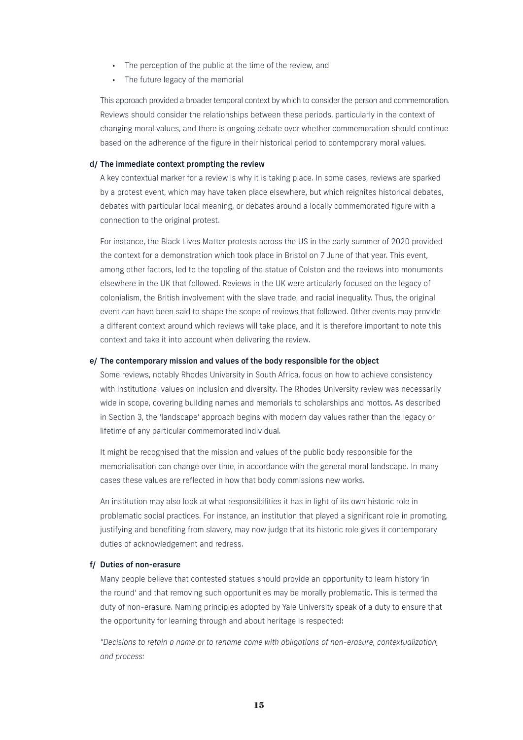- The perception of the public at the time of the review, and
- The future legacy of the memorial

This approach provided a broader temporal context by which to consider the person and commemoration. Reviews should consider the relationships between these periods, particularly in the context of changing moral values, and there is ongoing debate over whether commemoration should continue based on the adherence of the figure in their historical period to contemporary moral values.

**d/ The immediate context prompting the review**

A key contextual marker for a review is why it is taking place. In some cases, reviews are sparked by a protest event, which may have taken place elsewhere, but which reignites historical debates, debates with particular local meaning, or debates around a locally commemorated figure with a connection to the original protest.

For instance, the Black Lives Matter protests across the US in the early summer of 2020 provided the context for a demonstration which took place in Bristol on 7 June of that year. This event, among other factors, led to the toppling of the statue of Colston and the reviews into monuments elsewhere in the UK that followed. Reviews in the UK were articularly focused on the legacy of colonialism, the British involvement with the slave trade, and racial inequality. Thus, the original event can have been said to shape the scope of reviews that followed. Other events may provide a different context around which reviews will take place, and it is therefore important to note this context and take it into account when delivering the review.

**e/ The contemporary mission and values of the body responsible for the object**

Some reviews, notably Rhodes University in South Africa, focus on how to achieve consistency with institutional values on inclusion and diversity. The Rhodes University review was necessarily wide in scope, covering building names and memorials to scholarships and mottos. As described in Section 3, the 'landscape' approach begins with modern day values rather than the legacy or lifetime of any particular commemorated individual.

It might be recognised that the mission and values of the public body responsible for the memorialisation can change over time, in accordance with the general moral landscape. In many cases these values are reflected in how that body commissions new works.

An institution may also look at what responsibilities it has in light of its own historic role in problematic social practices. For instance, an institution that played a significant role in promoting, justifying and benefiting from slavery, may now judge that its historic role gives it contemporary duties of acknowledgement and redress.

**f/ Duties of non-erasure**

Many people believe that contested statues should provide an opportunity to learn history 'in the round' and that removing such opportunities may be morally problematic. This is termed the duty of non-erasure. Naming principles adopted by Yale University speak of a duty to ensure that the opportunity for learning through and about heritage is respected:

*"Decisions to retain a name or to rename come with obligations of non-erasure, contextualization, and process:*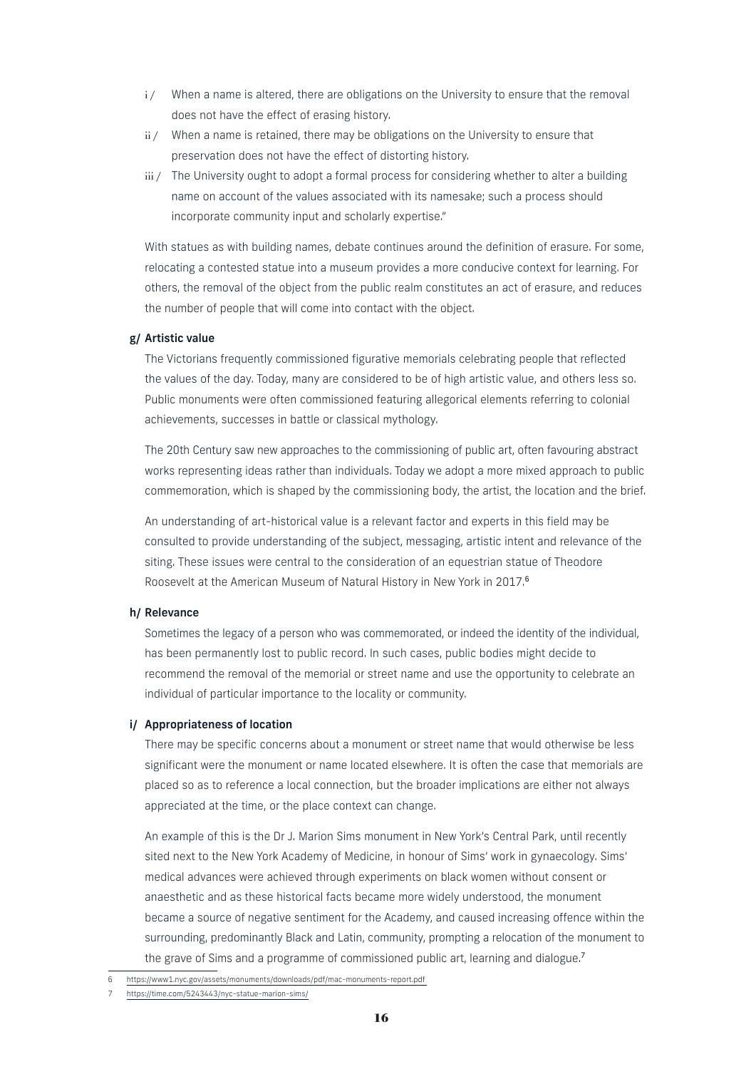i / When a name is altered, there are obligations on the University to ensure that the removal does not have the effect of erasing history.

ii / When a name is retained, there may be obligations on the University to ensure that preservation does not have the effect of distorting history.

iii / The University ought to adopt a formal process for considering whether to alter a building name on account of the values associated with its namesake; such a process should incorporate community input and scholarly expertise."

With statues as with building names, debate continues around the definition of erasure. For some, relocating a contested statue into a museum provides a more conducive context for learning. For others, the removal of the object from the public realm constitutes an act of erasure, and reduces the number of people that will come into contact with the object.

**g/ Artistic value**

The Victorians frequently commissioned figurative memorials celebrating people that reflected the values of the day. Today, many are considered to be of high artistic value, and others less so. Public monuments were often commissioned featuring allegorical elements referring to colonial achievements, successes in battle or classical mythology.

The 20th Century saw new approaches to the commissioning of public art, often favouring abstract works representing ideas rather than individuals. Today we adopt a more mixed approach to public commemoration, which is shaped by the commissioning body, the artist, the location and the brief.

An understanding of art-historical value is a relevant factor and experts in this field may be consulted to provide understanding of the subject, messaging, artistic intent and relevance of the siting. These issues were central to the consideration of an equestrian statue of Theodore Roosevelt at the American Museum of Natural History in New York in 2017.[6]

**h/ Relevance**

Sometimes the legacy of a person who was commemorated, or indeed the identity of the individual, has been permanently lost to public record. In such cases, public bodies might decide to recommend the removal of the memorial or street name and use the opportunity to celebrate an individual of particular importance to the locality or community.

**i/ Appropriateness of location**

There may be specific concerns about a monument or street name that would otherwise be less significant were the monument or name located elsewhere. It is often the case that memorials are placed so as to reference a local connection, but the broader implications are either not always appreciated at the time, or the place context can change.

An example of this is the Dr J. Marion Sims monument in New York's Central Park, until recently sited next to the New York Academy of Medicine, in honour of Sims' work in gynaecology. Sims' medical advances were achieved through experiments on black women without consent or anaesthetic and as these historical facts became more widely understood, the monument became a source of negative sentiment for the Academy, and caused increasing offence within the surrounding, predominantly Black and Latin, community, prompting a relocation of the monument to the grave of Sims and a programme of commissioned public art, learning and dialogue.[7]

---

6 https://www1.nyc.gov/assets/monuments/downloads/pdf/mac-monuments-report.pdf

7 https://time.com/5243443/nyc-statue-marion-sims/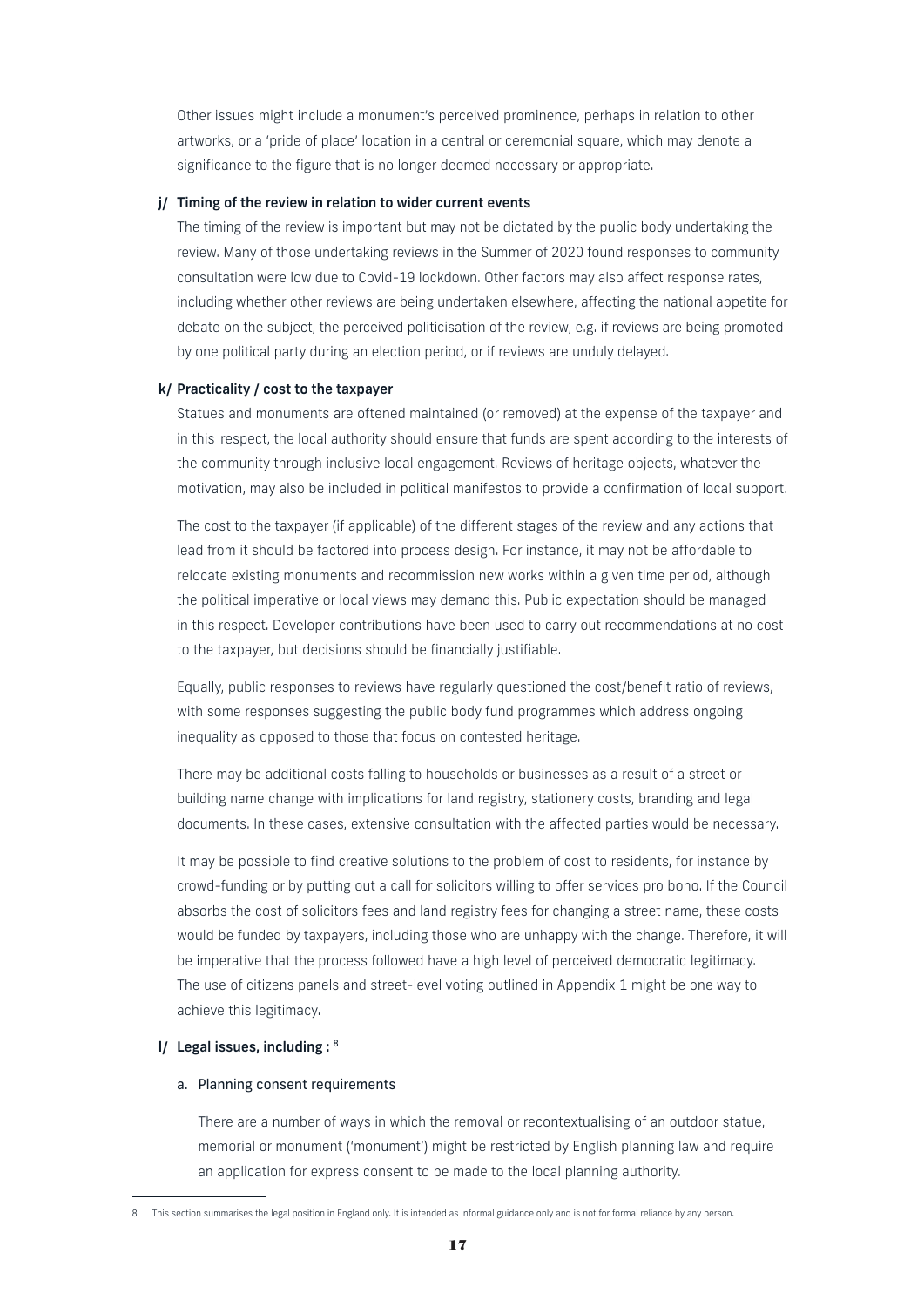Other issues might include a monument's perceived prominence, perhaps in relation to other artworks, or a 'pride of place' location in a central or ceremonial square, which may denote a significance to the figure that is no longer deemed necessary or appropriate.

**j/ Timing of the review in relation to wider current events**

The timing of the review is important but may not be dictated by the public body undertaking the review. Many of those undertaking reviews in the Summer of 2020 found responses to community consultation were low due to Covid-19 lockdown. Other factors may also affect response rates, including whether other reviews are being undertaken elsewhere, affecting the national appetite for debate on the subject, the perceived politicisation of the review, e.g. if reviews are being promoted by one political party during an election period, or if reviews are unduly delayed.

**k/ Practicality / cost to the taxpayer**

Statues and monuments are oftened maintained (or removed) at the expense of the taxpayer and in this respect, the local authority should ensure that funds are spent according to the interests of the community through inclusive local engagement. Reviews of heritage objects, whatever the motivation, may also be included in political manifestos to provide a confirmation of local support.

The cost to the taxpayer (if applicable) of the different stages of the review and any actions that lead from it should be factored into process design. For instance, it may not be affordable to relocate existing monuments and recommission new works within a given time period, although the political imperative or local views may demand this. Public expectation should be managed in this respect. Developer contributions have been used to carry out recommendations at no cost to the taxpayer, but decisions should be financially justifiable.

Equally, public responses to reviews have regularly questioned the cost/benefit ratio of reviews, with some responses suggesting the public body fund programmes which address ongoing inequality as opposed to those that focus on contested heritage.

There may be additional costs falling to households or businesses as a result of a street or building name change with implications for land registry, stationery costs, branding and legal documents. In these cases, extensive consultation with the affected parties would be necessary.

It may be possible to find creative solutions to the problem of cost to residents, for instance by crowd-funding or by putting out a call for solicitors willing to offer services pro bono. If the Council absorbs the cost of solicitors fees and land registry fees for changing a street name, these costs would be funded by taxpayers, including those who are unhappy with the change. Therefore, it will be imperative that the process followed have a high level of perceived democratic legitimacy. The use of citizens panels and street-level voting outlined in Appendix 1 might be one way to achieve this legitimacy.

**l/ Legal issues, including :** [8]

a. Planning consent requirements

There are a number of ways in which the removal or recontextualising of an outdoor statue, memorial or monument ('monument') might be restricted by English planning law and require an application for express consent to be made to the local planning authority.

---

8 This section summarises the legal position in England only. It is intended as informal guidance only and is not for formal reliance by any person.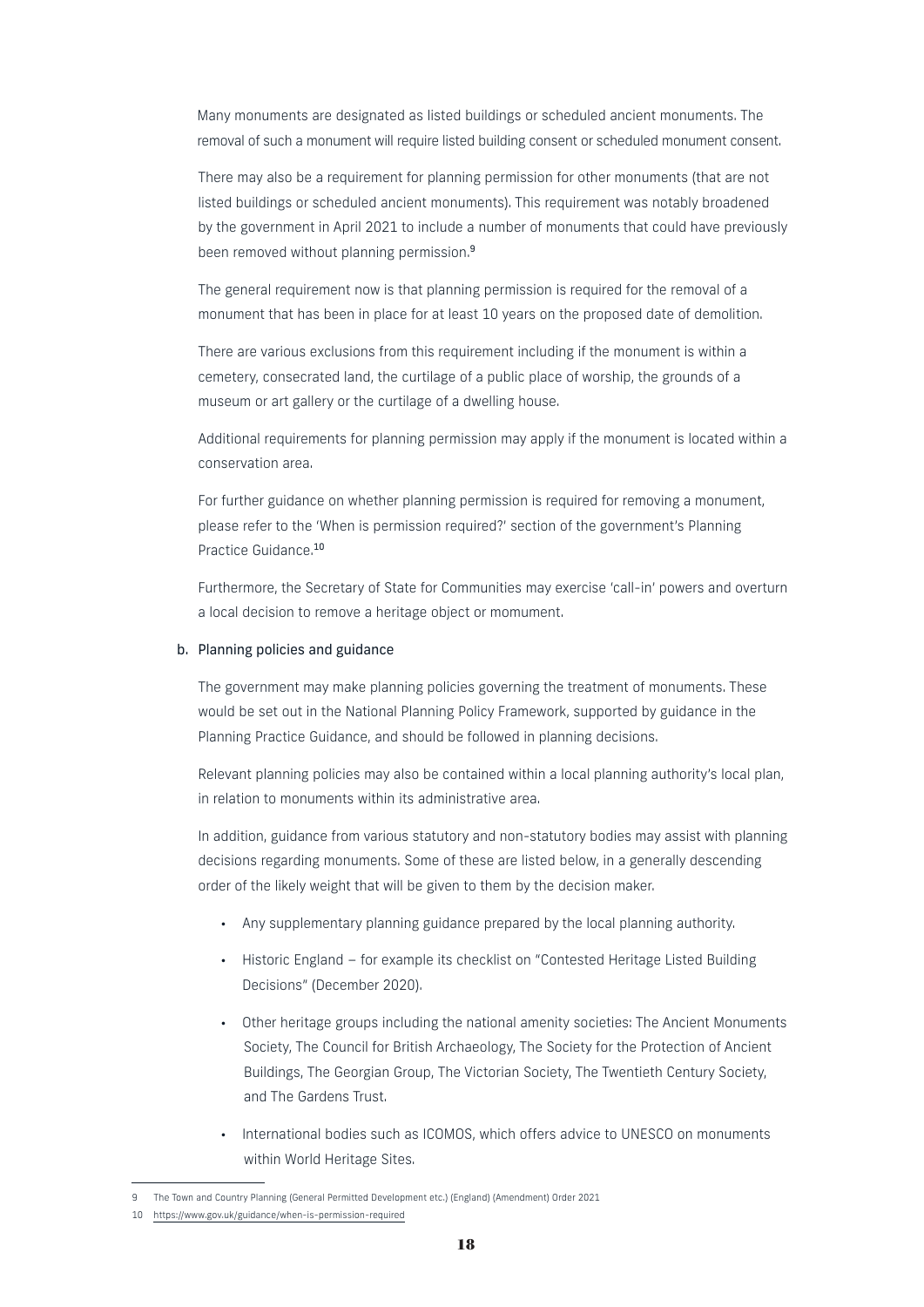Many monuments are designated as listed buildings or scheduled ancient monuments. The removal of such a monument will require listed building consent or scheduled monument consent.

There may also be a requirement for planning permission for other monuments (that are not listed buildings or scheduled ancient monuments). This requirement was notably broadened by the government in April 2021 to include a number of monuments that could have previously been removed without planning permission.[9]

The general requirement now is that planning permission is required for the removal of a monument that has been in place for at least 10 years on the proposed date of demolition.

There are various exclusions from this requirement including if the monument is within a cemetery, consecrated land, the curtilage of a public place of worship, the grounds of a museum or art gallery or the curtilage of a dwelling house.

Additional requirements for planning permission may apply if the monument is located within a conservation area.

For further guidance on whether planning permission is required for removing a monument, please refer to the 'When is permission required?' section of the government's Planning Practice Guidance.[10]

Furthermore, the Secretary of State for Communities may exercise 'call-in' powers and overturn a local decision to remove a heritage object or momument.

b. Planning policies and guidance

The government may make planning policies governing the treatment of monuments. These would be set out in the National Planning Policy Framework, supported by guidance in the Planning Practice Guidance, and should be followed in planning decisions.

Relevant planning policies may also be contained within a local planning authority's local plan, in relation to monuments within its administrative area.

In addition, guidance from various statutory and non-statutory bodies may assist with planning decisions regarding monuments. Some of these are listed below, in a generally descending order of the likely weight that will be given to them by the decision maker.

- Any supplementary planning guidance prepared by the local planning authority.
- Historic England – for example its checklist on "Contested Heritage Listed Building Decisions" (December 2020).
- Other heritage groups including the national amenity societies: The Ancient Monuments Society, The Council for British Archaeology, The Society for the Protection of Ancient Buildings, The Georgian Group, The Victorian Society, The Twentieth Century Society, and The Gardens Trust.
- International bodies such as ICOMOS, which offers advice to UNESCO on monuments within World Heritage Sites.

---

9 The Town and Country Planning (General Permitted Development etc.) (England) (Amendment) Order 2021

10 https://www.gov.uk/guidance/when-is-permission-required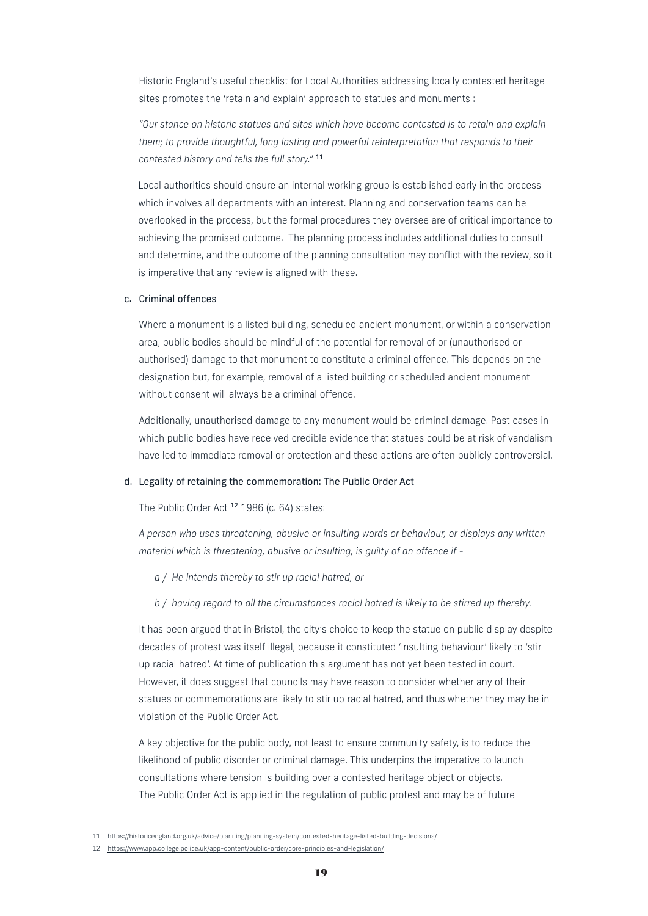Historic England's useful checklist for Local Authorities addressing locally contested heritage sites promotes the 'retain and explain' approach to statues and monuments :

*"Our stance on historic statues and sites which have become contested is to retain and explain them; to provide thoughtful, long lasting and powerful reinterpretation that responds to their contested history and tells the full story."* [11]

Local authorities should ensure an internal working group is established early in the process which involves all departments with an interest. Planning and conservation teams can be overlooked in the process, but the formal procedures they oversee are of critical importance to achieving the promised outcome. The planning process includes additional duties to consult and determine, and the outcome of the planning consultation may conflict with the review, so it is imperative that any review is aligned with these.

### c. Criminal offences

Where a monument is a listed building, scheduled ancient monument, or within a conservation area, public bodies should be mindful of the potential for removal of or (unauthorised or authorised) damage to that monument to constitute a criminal offence. This depends on the designation but, for example, removal of a listed building or scheduled ancient monument without consent will always be a criminal offence.

Additionally, unauthorised damage to any monument would be criminal damage. Past cases in which public bodies have received credible evidence that statues could be at risk of vandalism have led to immediate removal or protection and these actions are often publicly controversial.

### d. Legality of retaining the commemoration: The Public Order Act

The Public Order Act [12] 1986 (c. 64) states:

*A person who uses threatening, abusive or insulting words or behaviour, or displays any written material which is threatening, abusive or insulting, is guilty of an offence if -*

- *a / He intends thereby to stir up racial hatred, or*
- *b / having regard to all the circumstances racial hatred is likely to be stirred up thereby.*

It has been argued that in Bristol, the city's choice to keep the statue on public display despite decades of protest was itself illegal, because it constituted 'insulting behaviour' likely to 'stir up racial hatred'. At time of publication this argument has not yet been tested in court. However, it does suggest that councils may have reason to consider whether any of their statues or commemorations are likely to stir up racial hatred, and thus whether they may be in violation of the Public Order Act.

A key objective for the public body, not least to ensure community safety, is to reduce the likelihood of public disorder or criminal damage. This underpins the imperative to launch consultations where tension is building over a contested heritage object or objects. The Public Order Act is applied in the regulation of public protest and may be of future

---

11 https://historicengland.org.uk/advice/planning/planning-system/contested-heritage-listed-building-decisions/

12 https://www.app.college.police.uk/app-content/public-order/core-principles-and-legislation/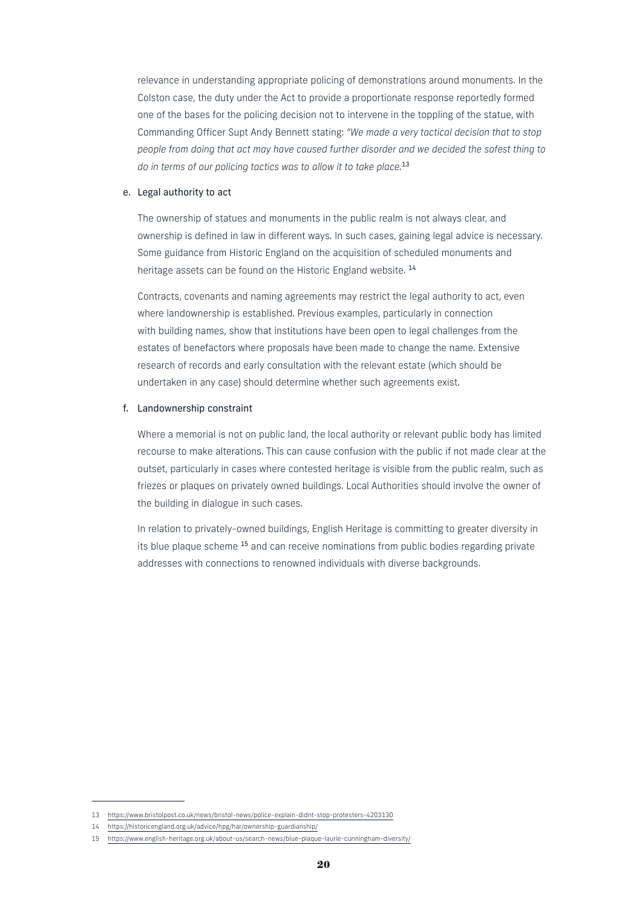relevance in understanding appropriate policing of demonstrations around monuments. In the Colston case, the duty under the Act to provide a proportionate response reportedly formed one of the bases for the policing decision not to intervene in the toppling of the statue, with Commanding Officer Supt Andy Bennett stating: *"We made a very tactical decision that to stop people from doing that act may have caused further disorder and we decided the safest thing to do in terms of our policing tactics was to allow it to take place.*[13]

e. Legal authority to act

The ownership of statues and monuments in the public realm is not always clear, and ownership is defined in law in different ways. In such cases, gaining legal advice is necessary. Some guidance from Historic England on the acquisition of scheduled monuments and heritage assets can be found on the Historic England website. [14]

Contracts, covenants and naming agreements may restrict the legal authority to act, even where landownership is established. Previous examples, particularly in connection with building names, show that institutions have been open to legal challenges from the estates of benefactors where proposals have been made to change the name. Extensive research of records and early consultation with the relevant estate (which should be undertaken in any case) should determine whether such agreements exist.

f. Landownership constraint

Where a memorial is not on public land, the local authority or relevant public body has limited recourse to make alterations. This can cause confusion with the public if not made clear at the outset, particularly in cases where contested heritage is visible from the public realm, such as friezes or plaques on privately owned buildings. Local Authorities should involve the owner of the building in dialogue in such cases.

In relation to privately-owned buildings, English Heritage is committing to greater diversity in its blue plaque scheme [15] and can receive nominations from public bodies regarding private addresses with connections to renowned individuals with diverse backgrounds.

---

13 https://www.bristolpost.co.uk/news/bristol-news/police-explain-didnt-stop-protesters-4203130

14 https://historicengland.org.uk/advice/hpg/har/ownership-guardianship/

15 https://www.english-heritage.org.uk/about-us/search-news/blue-plaque-laurie-cunningham-diversity/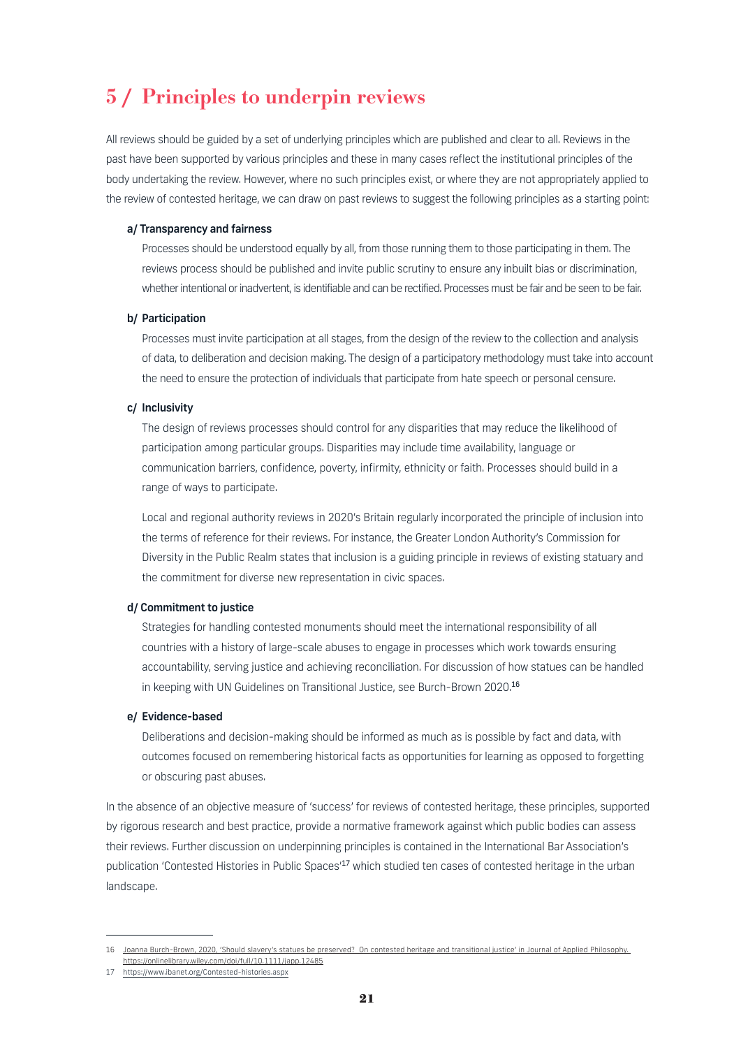# 5 / Principles to underpin reviews

All reviews should be guided by a set of underlying principles which are published and clear to all. Reviews in the past have been supported by various principles and these in many cases reflect the institutional principles of the body undertaking the review. However, where no such principles exist, or where they are not appropriately applied to the review of contested heritage, we can draw on past reviews to suggest the following principles as a starting point:

**a/ Transparency and fairness**

Processes should be understood equally by all, from those running them to those participating in them. The reviews process should be published and invite public scrutiny to ensure any inbuilt bias or discrimination, whether intentional or inadvertent, is identifiable and can be rectified. Processes must be fair and be seen to be fair.

**b/ Participation**

Processes must invite participation at all stages, from the design of the review to the collection and analysis of data, to deliberation and decision making. The design of a participatory methodology must take into account the need to ensure the protection of individuals that participate from hate speech or personal censure.

**c/ Inclusivity**

The design of reviews processes should control for any disparities that may reduce the likelihood of participation among particular groups. Disparities may include time availability, language or communication barriers, confidence, poverty, infirmity, ethnicity or faith. Processes should build in a range of ways to participate.

Local and regional authority reviews in 2020's Britain regularly incorporated the principle of inclusion into the terms of reference for their reviews. For instance, the Greater London Authority's Commission for Diversity in the Public Realm states that inclusion is a guiding principle in reviews of existing statuary and the commitment for diverse new representation in civic spaces.

**d/ Commitment to justice**

Strategies for handling contested monuments should meet the international responsibility of all countries with a history of large-scale abuses to engage in processes which work towards ensuring accountability, serving justice and achieving reconciliation. For discussion of how statues can be handled in keeping with UN Guidelines on Transitional Justice, see Burch-Brown 2020.[16]

**e/ Evidence-based**

Deliberations and decision-making should be informed as much as is possible by fact and data, with outcomes focused on remembering historical facts as opportunities for learning as opposed to forgetting or obscuring past abuses.

In the absence of an objective measure of 'success' for reviews of contested heritage, these principles, supported by rigorous research and best practice, provide a normative framework against which public bodies can assess their reviews. Further discussion on underpinning principles is contained in the International Bar Association's publication 'Contested Histories in Public Spaces'[17] which studied ten cases of contested heritage in the urban landscape.

---

16 Joanna Burch-Brown, 2020, 'Should slavery's statues be preserved? On contested heritage and transitional justice' in Journal of Applied Philosophy. https://onlinelibrary.wiley.com/doi/full/10.1111/japp.12485

17 https://www.ibanet.org/Contested-histories.aspx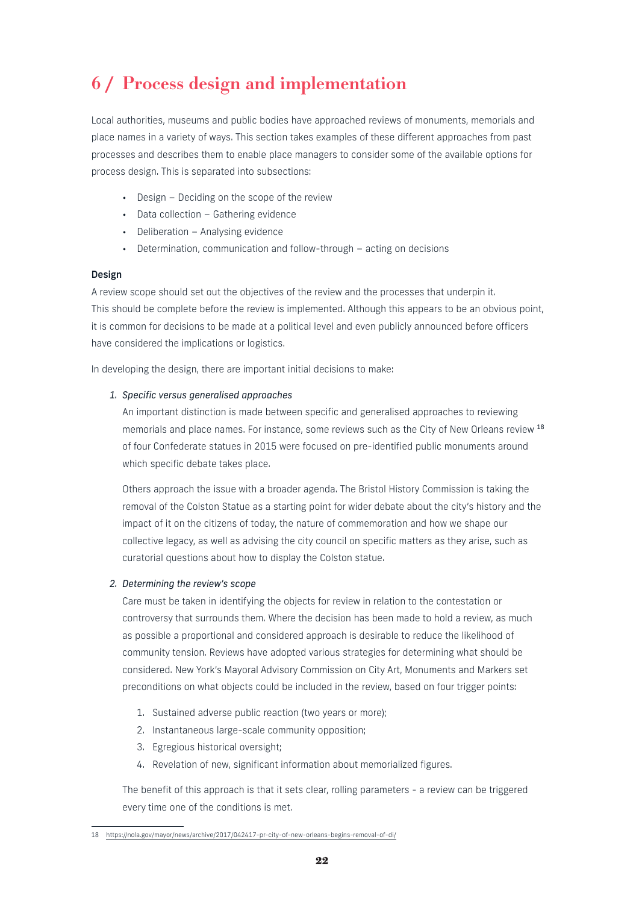# 6 / Process design and implementation

Local authorities, museums and public bodies have approached reviews of monuments, memorials and place names in a variety of ways. This section takes examples of these different approaches from past processes and describes them to enable place managers to consider some of the available options for process design. This is separated into subsections:

- Design – Deciding on the scope of the review
- Data collection – Gathering evidence
- Deliberation – Analysing evidence
- Determination, communication and follow-through – acting on decisions

**Design**

A review scope should set out the objectives of the review and the processes that underpin it. This should be complete before the review is implemented. Although this appears to be an obvious point, it is common for decisions to be made at a political level and even publicly announced before officers have considered the implications or logistics.

In developing the design, there are important initial decisions to make:

1. *Specific versus generalised approaches*

   An important distinction is made between specific and generalised approaches to reviewing memorials and place names. For instance, some reviews such as the City of New Orleans review [18] of four Confederate statues in 2015 were focused on pre-identified public monuments around which specific debate takes place.

   Others approach the issue with a broader agenda. The Bristol History Commission is taking the removal of the Colston Statue as a starting point for wider debate about the city's history and the impact of it on the citizens of today, the nature of commemoration and how we shape our collective legacy, as well as advising the city council on specific matters as they arise, such as curatorial questions about how to display the Colston statue.

2. *Determining the review's scope*

   Care must be taken in identifying the objects for review in relation to the contestation or controversy that surrounds them. Where the decision has been made to hold a review, as much as possible a proportional and considered approach is desirable to reduce the likelihood of community tension. Reviews have adopted various strategies for determining what should be considered. New York's Mayoral Advisory Commission on City Art, Monuments and Markers set preconditions on what objects could be included in the review, based on four trigger points:

   1. Sustained adverse public reaction (two years or more);
   2. Instantaneous large-scale community opposition;
   3. Egregious historical oversight;
   4. Revelation of new, significant information about memorialized figures.

   The benefit of this approach is that it sets clear, rolling parameters - a review can be triggered every time one of the conditions is met.

18 https://nola.gov/mayor/news/archive/2017/042417-pr-city-of-new-orleans-begins-removal-of-di/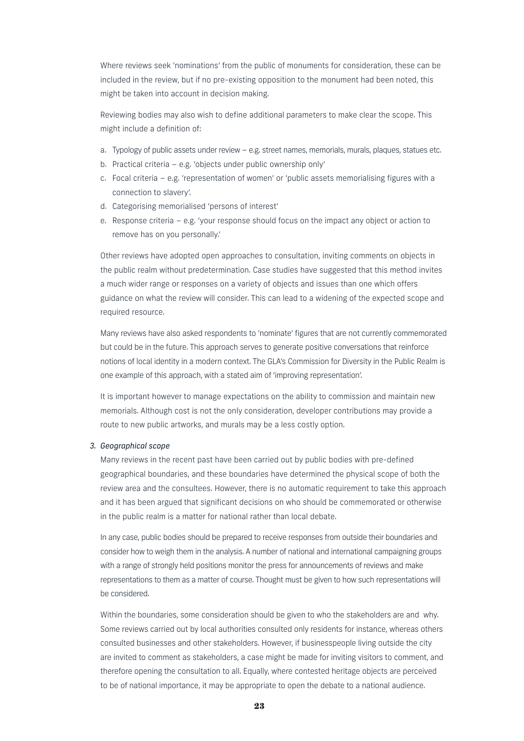Where reviews seek 'nominations' from the public of monuments for consideration, these can be included in the review, but if no pre-existing opposition to the monument had been noted, this might be taken into account in decision making.

Reviewing bodies may also wish to define additional parameters to make clear the scope. This might include a definition of:

a. Typology of public assets under review – e.g. street names, memorials, murals, plaques, statues etc.
b. Practical criteria – e.g. 'objects under public ownership only'
c. Focal criteria – e.g. 'representation of women' or 'public assets memorialising figures with a connection to slavery'.
d. Categorising memorialised 'persons of interest'
e. Response criteria – e.g. 'your response should focus on the impact any object or action to remove has on you personally.'

Other reviews have adopted open approaches to consultation, inviting comments on objects in the public realm without predetermination. Case studies have suggested that this method invites a much wider range or responses on a variety of objects and issues than one which offers guidance on what the review will consider. This can lead to a widening of the expected scope and required resource.

Many reviews have also asked respondents to 'nominate' figures that are not currently commemorated but could be in the future. This approach serves to generate positive conversations that reinforce notions of local identity in a modern context. The GLA's Commission for Diversity in the Public Realm is one example of this approach, with a stated aim of 'improving representation'.

It is important however to manage expectations on the ability to commission and maintain new memorials. Although cost is not the only consideration, developer contributions may provide a route to new public artworks, and murals may be a less costly option.

3. *Geographical scope*

Many reviews in the recent past have been carried out by public bodies with pre-defined geographical boundaries, and these boundaries have determined the physical scope of both the review area and the consultees. However, there is no automatic requirement to take this approach and it has been argued that significant decisions on who should be commemorated or otherwise in the public realm is a matter for national rather than local debate.

In any case, public bodies should be prepared to receive responses from outside their boundaries and consider how to weigh them in the analysis. A number of national and international campaigning groups with a range of strongly held positions monitor the press for announcements of reviews and make representations to them as a matter of course. Thought must be given to how such representations will be considered.

Within the boundaries, some consideration should be given to who the stakeholders are and why. Some reviews carried out by local authorities consulted only residents for instance, whereas others consulted businesses and other stakeholders. However, if businesspeople living outside the city are invited to comment as stakeholders, a case might be made for inviting visitors to comment, and therefore opening the consultation to all. Equally, where contested heritage objects are perceived to be of national importance, it may be appropriate to open the debate to a national audience.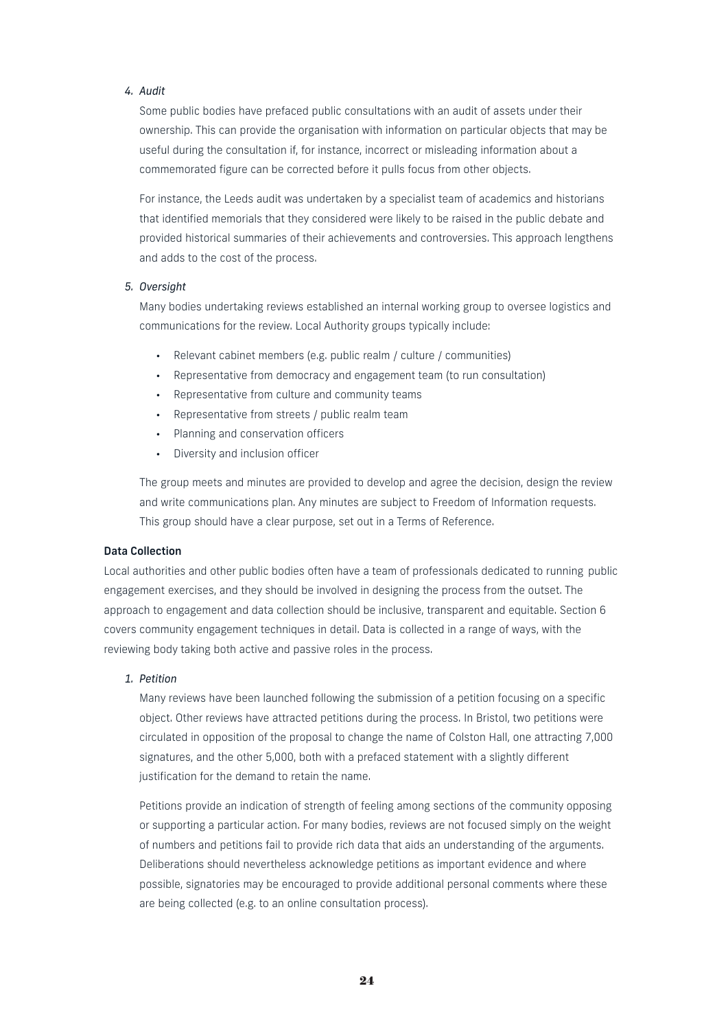4. *Audit*

   Some public bodies have prefaced public consultations with an audit of assets under their ownership. This can provide the organisation with information on particular objects that may be useful during the consultation if, for instance, incorrect or misleading information about a commemorated figure can be corrected before it pulls focus from other objects.

   For instance, the Leeds audit was undertaken by a specialist team of academics and historians that identified memorials that they considered were likely to be raised in the public debate and provided historical summaries of their achievements and controversies. This approach lengthens and adds to the cost of the process.

5. *Oversight*

   Many bodies undertaking reviews established an internal working group to oversee logistics and communications for the review. Local Authority groups typically include:

   - Relevant cabinet members (e.g. public realm / culture / communities)
   - Representative from democracy and engagement team (to run consultation)
   - Representative from culture and community teams
   - Representative from streets / public realm team
   - Planning and conservation officers
   - Diversity and inclusion officer

   The group meets and minutes are provided to develop and agree the decision, design the review and write communications plan. Any minutes are subject to Freedom of Information requests. This group should have a clear purpose, set out in a Terms of Reference.

**Data Collection**

Local authorities and other public bodies often have a team of professionals dedicated to running public engagement exercises, and they should be involved in designing the process from the outset. The approach to engagement and data collection should be inclusive, transparent and equitable. Section 6 covers community engagement techniques in detail. Data is collected in a range of ways, with the reviewing body taking both active and passive roles in the process.

1. *Petition*

   Many reviews have been launched following the submission of a petition focusing on a specific object. Other reviews have attracted petitions during the process. In Bristol, two petitions were circulated in opposition of the proposal to change the name of Colston Hall, one attracting 7,000 signatures, and the other 5,000, both with a prefaced statement with a slightly different justification for the demand to retain the name.

   Petitions provide an indication of strength of feeling among sections of the community opposing or supporting a particular action. For many bodies, reviews are not focused simply on the weight of numbers and petitions fail to provide rich data that aids an understanding of the arguments. Deliberations should nevertheless acknowledge petitions as important evidence and where possible, signatories may be encouraged to provide additional personal comments where these are being collected (e.g. to an online consultation process).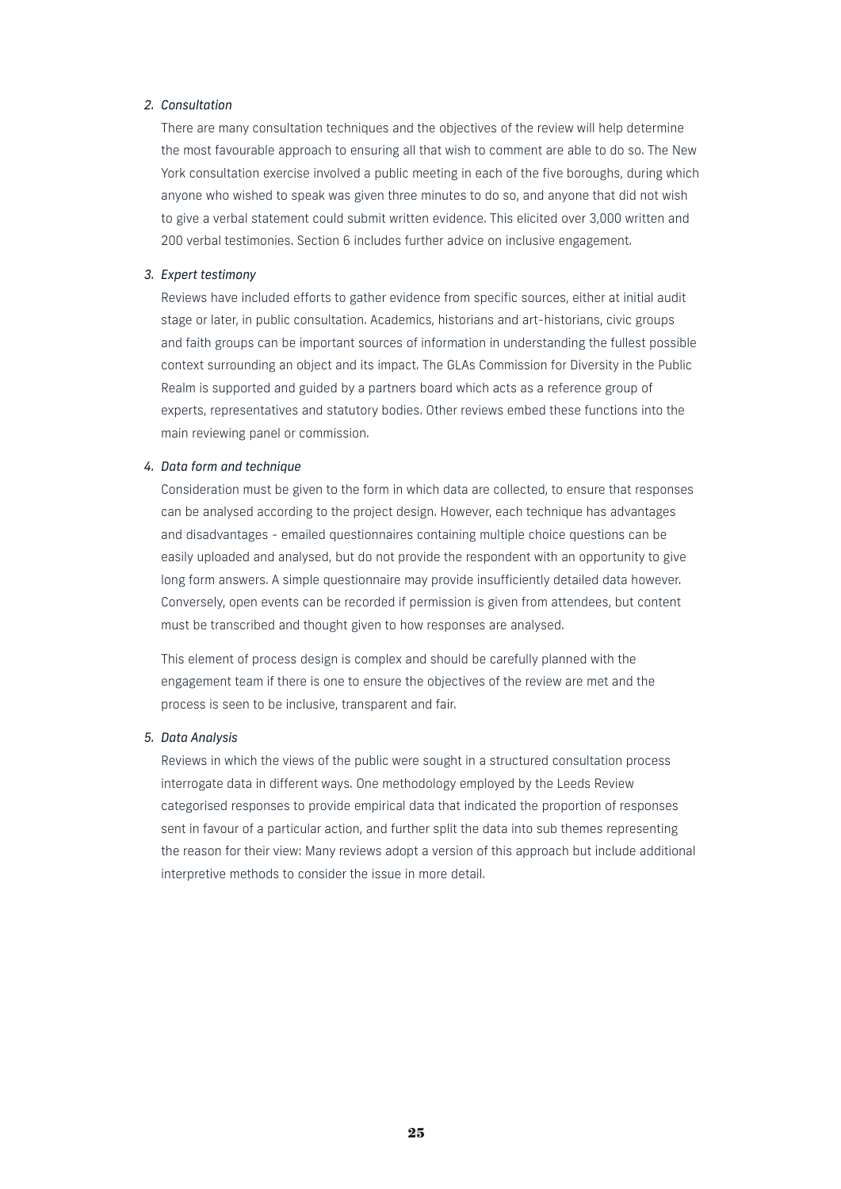2. *Consultation*

   There are many consultation techniques and the objectives of the review will help determine the most favourable approach to ensuring all that wish to comment are able to do so. The New York consultation exercise involved a public meeting in each of the five boroughs, during which anyone who wished to speak was given three minutes to do so, and anyone that did not wish to give a verbal statement could submit written evidence. This elicited over 3,000 written and 200 verbal testimonies. Section 6 includes further advice on inclusive engagement.

3. *Expert testimony*

   Reviews have included efforts to gather evidence from specific sources, either at initial audit stage or later, in public consultation. Academics, historians and art-historians, civic groups and faith groups can be important sources of information in understanding the fullest possible context surrounding an object and its impact. The GLAs Commission for Diversity in the Public Realm is supported and guided by a partners board which acts as a reference group of experts, representatives and statutory bodies. Other reviews embed these functions into the main reviewing panel or commission.

4. *Data form and technique*

   Consideration must be given to the form in which data are collected, to ensure that responses can be analysed according to the project design. However, each technique has advantages and disadvantages - emailed questionnaires containing multiple choice questions can be easily uploaded and analysed, but do not provide the respondent with an opportunity to give long form answers. A simple questionnaire may provide insufficiently detailed data however. Conversely, open events can be recorded if permission is given from attendees, but content must be transcribed and thought given to how responses are analysed.

   This element of process design is complex and should be carefully planned with the engagement team if there is one to ensure the objectives of the review are met and the process is seen to be inclusive, transparent and fair.

5. *Data Analysis*

   Reviews in which the views of the public were sought in a structured consultation process interrogate data in different ways. One methodology employed by the Leeds Review categorised responses to provide empirical data that indicated the proportion of responses sent in favour of a particular action, and further split the data into sub themes representing the reason for their view: Many reviews adopt a version of this approach but include additional interpretive methods to consider the issue in more detail.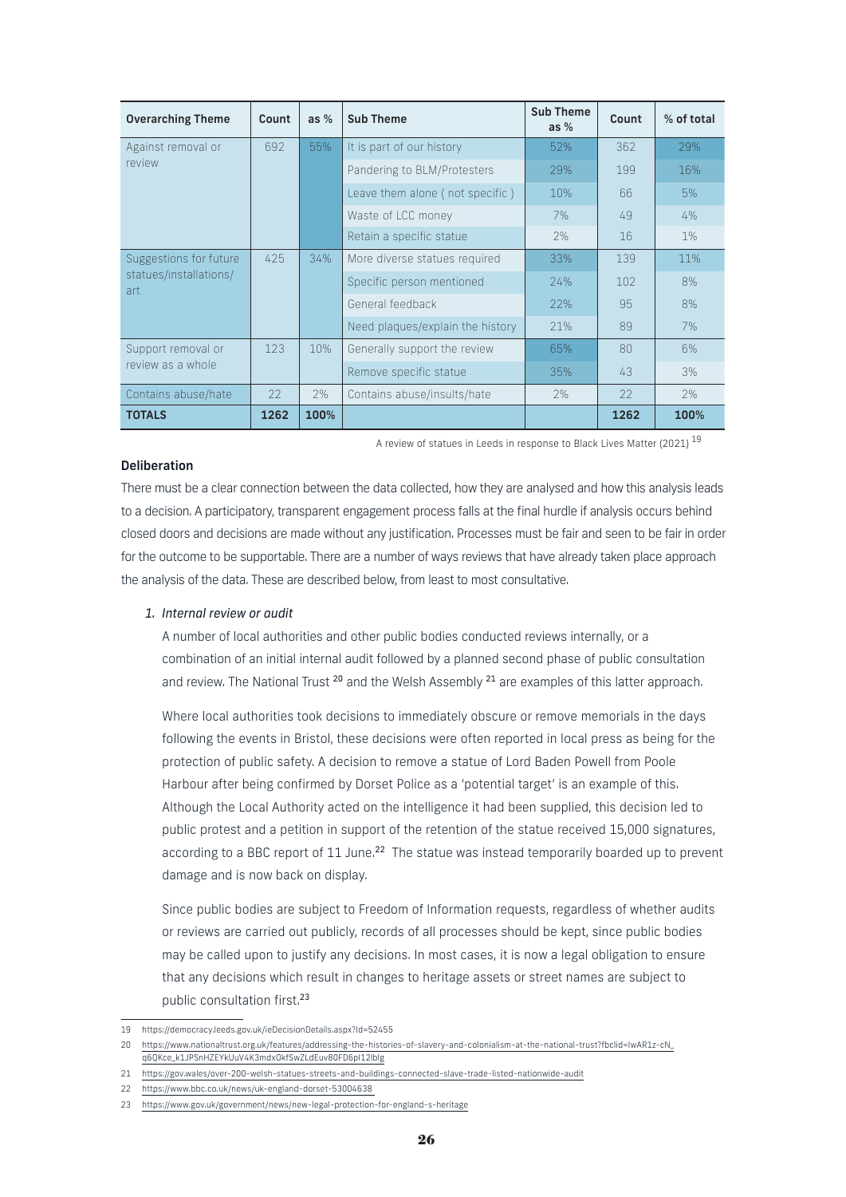| Overarching Theme | Count | as % | Sub Theme | Sub Theme as % | Count | % of total |
|---|---|---|---|---|---|---|
| Against removal or review | 692 | 55% | It is part of our history | 52% | 362 | 29% |
| | | | Pandering to BLM/Protesters | 29% | 199 | 16% |
| | | | Leave them alone ( not specific ) | 10% | 66 | 5% |
| | | | Waste of LCC money | 7% | 49 | 4% |
| | | | Retain a specific statue | 2% | 16 | 1% |
| Suggestions for future statues/installations/ art | 425 | 34% | More diverse statues required | 33% | 139 | 11% |
| | | | Specific person mentioned | 24% | 102 | 8% |
| | | | General feedback | 22% | 95 | 8% |
| | | | Need plaques/explain the history | 21% | 89 | 7% |
| Support removal or review as a whole | 123 | 10% | Generally support the review | 65% | 80 | 6% |
| | | | Remove specific statue | 35% | 43 | 3% |
| Contains abuse/hate | 22 | 2% | Contains abuse/insults/hate | 2% | 22 | 2% |
| **TOTALS** | **1262** | **100%** | | | **1262** | **100%** |

A review of statues in Leeds in response to Black Lives Matter (2021) [19]

**Deliberation**

There must be a clear connection between the data collected, how they are analysed and how this analysis leads to a decision. A participatory, transparent engagement process falls at the final hurdle if analysis occurs behind closed doors and decisions are made without any justification. Processes must be fair and seen to be fair in order for the outcome to be supportable. There are a number of ways reviews that have already taken place approach the analysis of the data. These are described below, from least to most consultative.

1. *Internal review or audit*

   A number of local authorities and other public bodies conducted reviews internally, or a combination of an initial internal audit followed by a planned second phase of public consultation and review. The National Trust [20] and the Welsh Assembly [21] are examples of this latter approach.

   Where local authorities took decisions to immediately obscure or remove memorials in the days following the events in Bristol, these decisions were often reported in local press as being for the protection of public safety. A decision to remove a statue of Lord Baden Powell from Poole Harbour after being confirmed by Dorset Police as a 'potential target' is an example of this. Although the Local Authority acted on the intelligence it had been supplied, this decision led to public protest and a petition in support of the retention of the statue received 15,000 signatures, according to a BBC report of 11 June.[22] The statue was instead temporarily boarded up to prevent damage and is now back on display.

   Since public bodies are subject to Freedom of Information requests, regardless of whether audits or reviews are carried out publicly, records of all processes should be kept, since public bodies may be called upon to justify any decisions. In most cases, it is now a legal obligation to ensure that any decisions which result in changes to heritage assets or street names are subject to public consultation first.[23]

---

19 https://democracy.leeds.gov.uk/ieDecisionDetails.aspx?Id=52455

20 https://www.nationaltrust.org.uk/features/addressing-the-histories-of-slavery-and-colonialism-at-the-national-trust?fbclid=IwAR1z-cN_q6QKce_k1JPSnHZEYkUuV4K3mdxOkfSwZLdEuv80FD6pl12lbIg

21 https://gov.wales/over-200-welsh-statues-streets-and-buildings-connected-slave-trade-listed-nationwide-audit

22 https://www.bbc.co.uk/news/uk-england-dorset-53004638

23 https://www.gov.uk/government/news/new-legal-protection-for-england-s-heritage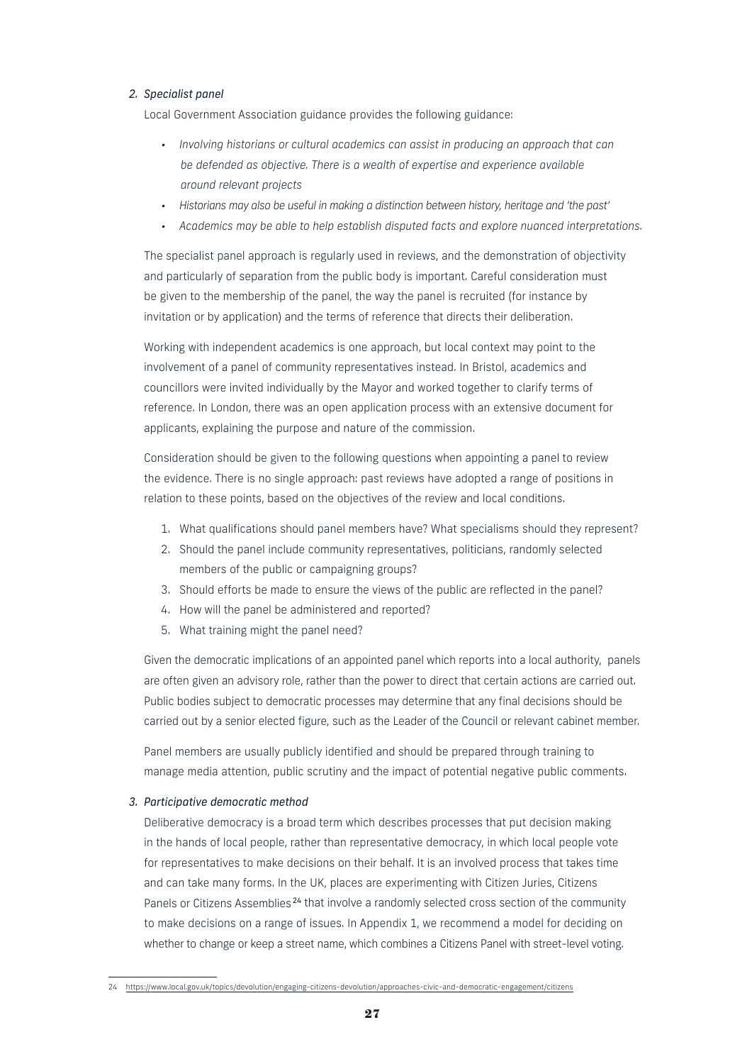*2. Specialist panel*

Local Government Association guidance provides the following guidance:

- *Involving historians or cultural academics can assist in producing an approach that can be defended as objective. There is a wealth of expertise and experience available around relevant projects*
- *Historians may also be useful in making a distinction between history, heritage and 'the past'*
- *Academics may be able to help establish disputed facts and explore nuanced interpretations.*

The specialist panel approach is regularly used in reviews, and the demonstration of objectivity and particularly of separation from the public body is important. Careful consideration must be given to the membership of the panel, the way the panel is recruited (for instance by invitation or by application) and the terms of reference that directs their deliberation.

Working with independent academics is one approach, but local context may point to the involvement of a panel of community representatives instead. In Bristol, academics and councillors were invited individually by the Mayor and worked together to clarify terms of reference. In London, there was an open application process with an extensive document for applicants, explaining the purpose and nature of the commission.

Consideration should be given to the following questions when appointing a panel to review the evidence. There is no single approach: past reviews have adopted a range of positions in relation to these points, based on the objectives of the review and local conditions.

1. What qualifications should panel members have? What specialisms should they represent?
2. Should the panel include community representatives, politicians, randomly selected members of the public or campaigning groups?
3. Should efforts be made to ensure the views of the public are reflected in the panel?
4. How will the panel be administered and reported?
5. What training might the panel need?

Given the democratic implications of an appointed panel which reports into a local authority, panels are often given an advisory role, rather than the power to direct that certain actions are carried out. Public bodies subject to democratic processes may determine that any final decisions should be carried out by a senior elected figure, such as the Leader of the Council or relevant cabinet member.

Panel members are usually publicly identified and should be prepared through training to manage media attention, public scrutiny and the impact of potential negative public comments.

*3. Participative democratic method*

Deliberative democracy is a broad term which describes processes that put decision making in the hands of local people, rather than representative democracy, in which local people vote for representatives to make decisions on their behalf. It is an involved process that takes time and can take many forms. In the UK, places are experimenting with Citizen Juries, Citizens Panels or Citizens Assemblies[24] that involve a randomly selected cross section of the community to make decisions on a range of issues. In Appendix 1, we recommend a model for deciding on whether to change or keep a street name, which combines a Citizens Panel with street-level voting.

24 https://www.local.gov.uk/topics/devolution/engaging-citizens-devolution/approaches-civic-and-democratic-engagement/citizens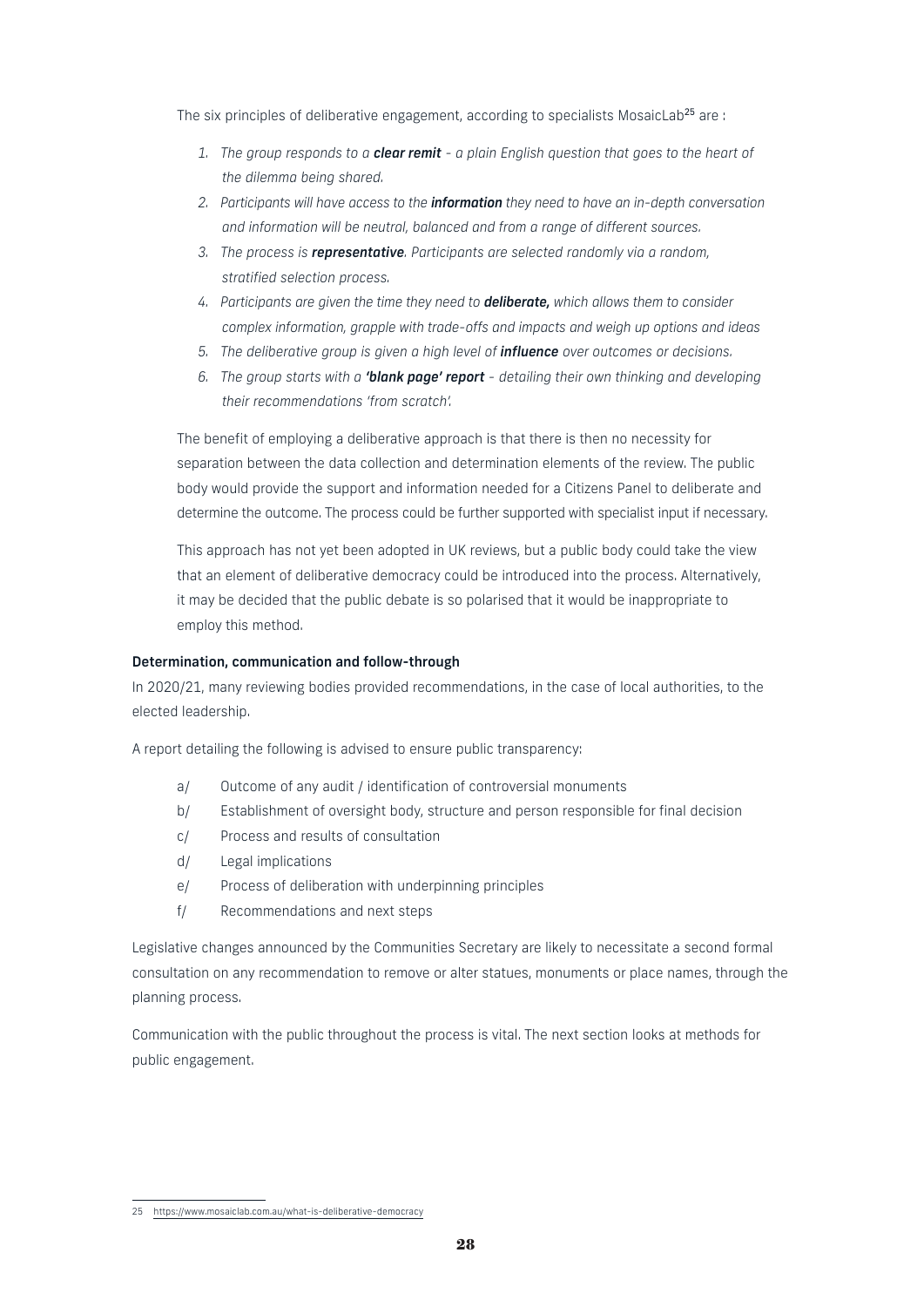The six principles of deliberative engagement, according to specialists MosaicLab[25] are :

1. *The group responds to a **clear remit** - a plain English question that goes to the heart of the dilemma being shared.*
2. *Participants will have access to the **information** they need to have an in-depth conversation and information will be neutral, balanced and from a range of different sources.*
3. *The process is **representative**. Participants are selected randomly via a random, stratified selection process.*
4. *Participants are given the time they need to **deliberate,** which allows them to consider complex information, grapple with trade-offs and impacts and weigh up options and ideas*
5. *The deliberative group is given a high level of **influence** over outcomes or decisions.*
6. *The group starts with a **'blank page' report** - detailing their own thinking and developing their recommendations 'from scratch'.*

The benefit of employing a deliberative approach is that there is then no necessity for separation between the data collection and determination elements of the review. The public body would provide the support and information needed for a Citizens Panel to deliberate and determine the outcome. The process could be further supported with specialist input if necessary.

This approach has not yet been adopted in UK reviews, but a public body could take the view that an element of deliberative democracy could be introduced into the process. Alternatively, it may be decided that the public debate is so polarised that it would be inappropriate to employ this method.

**Determination, communication and follow-through**

In 2020/21, many reviewing bodies provided recommendations, in the case of local authorities, to the elected leadership.

A report detailing the following is advised to ensure public transparency:

a/ Outcome of any audit / identification of controversial monuments

b/ Establishment of oversight body, structure and person responsible for final decision

c/ Process and results of consultation

d/ Legal implications

e/ Process of deliberation with underpinning principles

f/ Recommendations and next steps

Legislative changes announced by the Communities Secretary are likely to necessitate a second formal consultation on any recommendation to remove or alter statues, monuments or place names, through the planning process.

Communication with the public throughout the process is vital. The next section looks at methods for public engagement.

25 https://www.mosaiclab.com.au/what-is-deliberative-democracy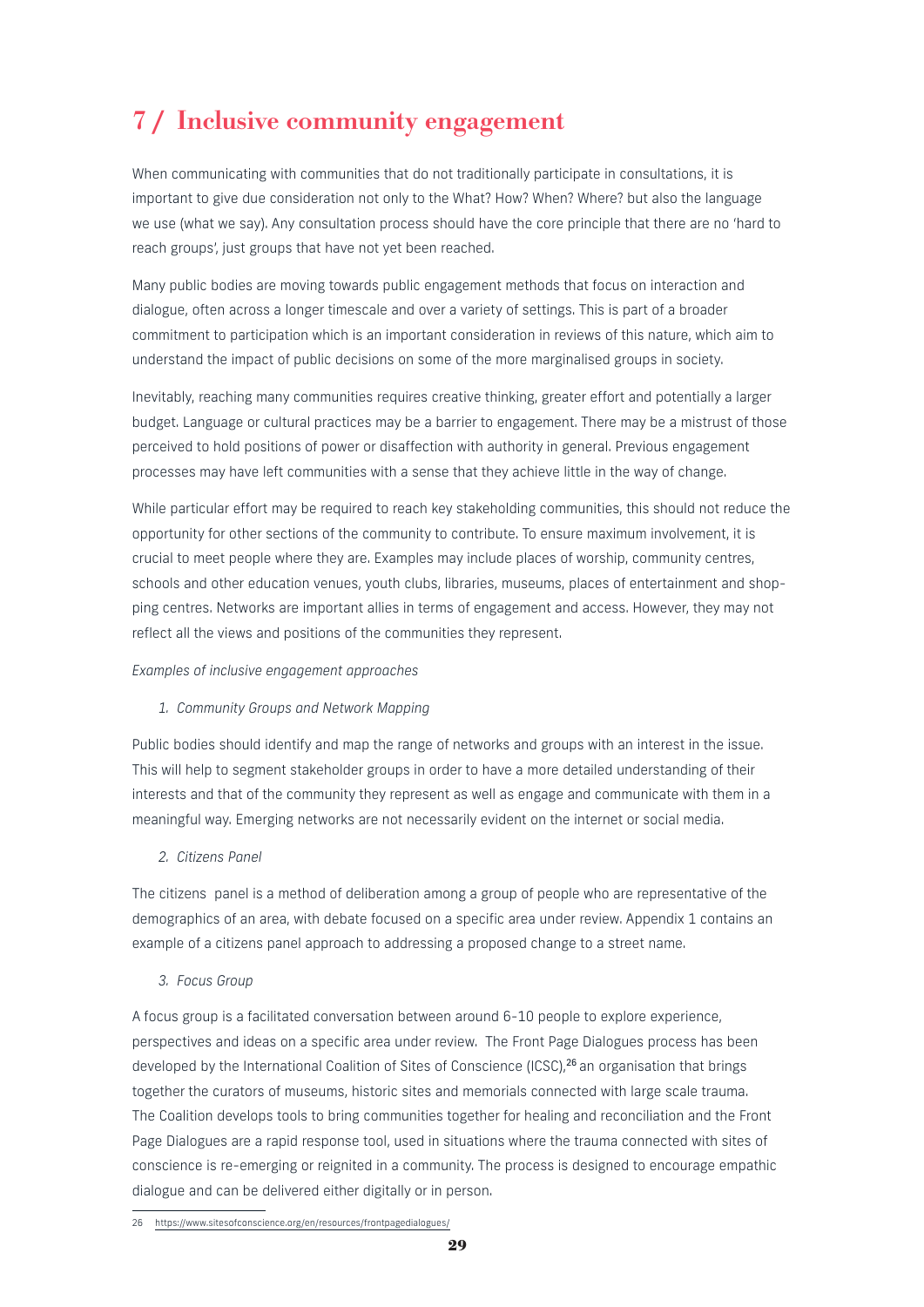# 7 / Inclusive community engagement

When communicating with communities that do not traditionally participate in consultations, it is important to give due consideration not only to the What? How? When? Where? but also the language we use (what we say). Any consultation process should have the core principle that there are no 'hard to reach groups', just groups that have not yet been reached.

Many public bodies are moving towards public engagement methods that focus on interaction and dialogue, often across a longer timescale and over a variety of settings. This is part of a broader commitment to participation which is an important consideration in reviews of this nature, which aim to understand the impact of public decisions on some of the more marginalised groups in society.

Inevitably, reaching many communities requires creative thinking, greater effort and potentially a larger budget. Language or cultural practices may be a barrier to engagement. There may be a mistrust of those perceived to hold positions of power or disaffection with authority in general. Previous engagement processes may have left communities with a sense that they achieve little in the way of change.

While particular effort may be required to reach key stakeholding communities, this should not reduce the opportunity for other sections of the community to contribute. To ensure maximum involvement, it is crucial to meet people where they are. Examples may include places of worship, community centres, schools and other education venues, youth clubs, libraries, museums, places of entertainment and shopping centres. Networks are important allies in terms of engagement and access. However, they may not reflect all the views and positions of the communities they represent.

*Examples of inclusive engagement approaches*

1. *Community Groups and Network Mapping*

Public bodies should identify and map the range of networks and groups with an interest in the issue. This will help to segment stakeholder groups in order to have a more detailed understanding of their interests and that of the community they represent as well as engage and communicate with them in a meaningful way. Emerging networks are not necessarily evident on the internet or social media.

2. *Citizens Panel*

The citizens panel is a method of deliberation among a group of people who are representative of the demographics of an area, with debate focused on a specific area under review. Appendix 1 contains an example of a citizens panel approach to addressing a proposed change to a street name.

3. *Focus Group*

A focus group is a facilitated conversation between around 6-10 people to explore experience, perspectives and ideas on a specific area under review. The Front Page Dialogues process has been developed by the International Coalition of Sites of Conscience (ICSC),[26] an organisation that brings together the curators of museums, historic sites and memorials connected with large scale trauma. The Coalition develops tools to bring communities together for healing and reconciliation and the Front Page Dialogues are a rapid response tool, used in situations where the trauma connected with sites of conscience is re-emerging or reignited in a community. The process is designed to encourage empathic dialogue and can be delivered either digitally or in person.

26 https://www.sitesofconscience.org/en/resources/frontpagedialogues/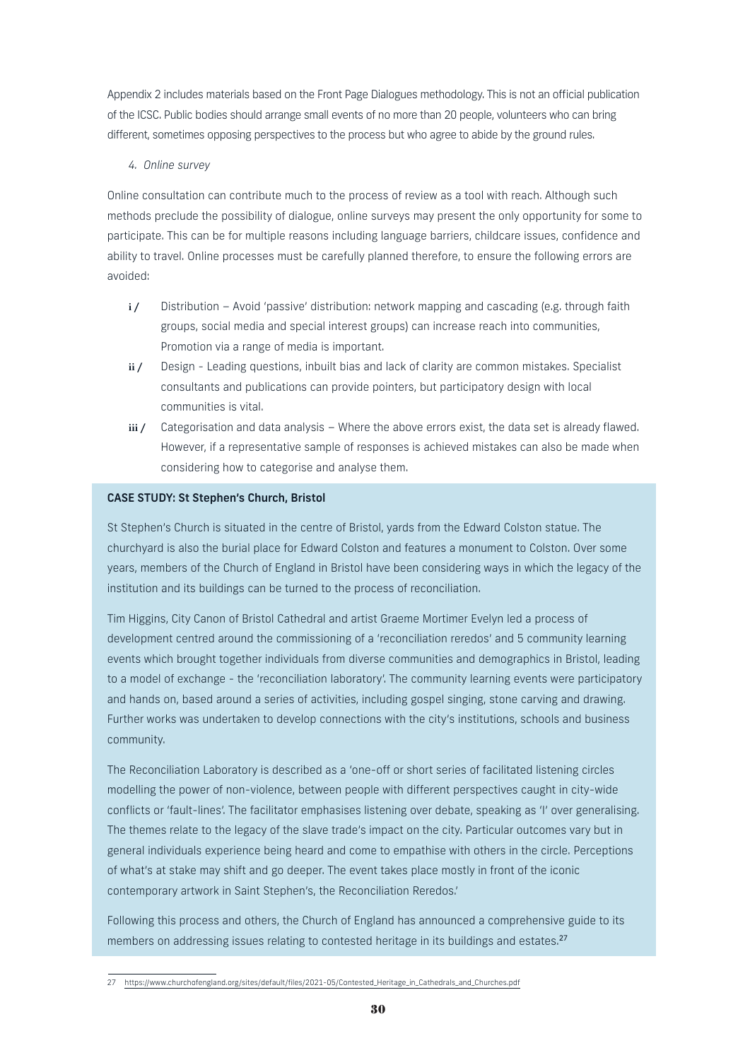Appendix 2 includes materials based on the Front Page Dialogues methodology. This is not an official publication of the ICSC. Public bodies should arrange small events of no more than 20 people, volunteers who can bring different, sometimes opposing perspectives to the process but who agree to abide by the ground rules.

4. *Online survey*

Online consultation can contribute much to the process of review as a tool with reach. Although such methods preclude the possibility of dialogue, online surveys may present the only opportunity for some to participate. This can be for multiple reasons including language barriers, childcare issues, confidence and ability to travel. Online processes must be carefully planned therefore, to ensure the following errors are avoided:

- **i /** Distribution – Avoid 'passive' distribution: network mapping and cascading (e.g. through faith groups, social media and special interest groups) can increase reach into communities, Promotion via a range of media is important.
- **ii /** Design - Leading questions, inbuilt bias and lack of clarity are common mistakes. Specialist consultants and publications can provide pointers, but participatory design with local communities is vital.
- **iii /** Categorisation and data analysis – Where the above errors exist, the data set is already flawed. However, if a representative sample of responses is achieved mistakes can also be made when considering how to categorise and analyse them.

**CASE STUDY: St Stephen's Church, Bristol**

St Stephen's Church is situated in the centre of Bristol, yards from the Edward Colston statue. The churchyard is also the burial place for Edward Colston and features a monument to Colston. Over some years, members of the Church of England in Bristol have been considering ways in which the legacy of the institution and its buildings can be turned to the process of reconciliation.

Tim Higgins, City Canon of Bristol Cathedral and artist Graeme Mortimer Evelyn led a process of development centred around the commissioning of a 'reconciliation reredos' and 5 community learning events which brought together individuals from diverse communities and demographics in Bristol, leading to a model of exchange - the 'reconciliation laboratory'. The community learning events were participatory and hands on, based around a series of activities, including gospel singing, stone carving and drawing. Further works was undertaken to develop connections with the city's institutions, schools and business community.

The Reconciliation Laboratory is described as a 'one-off or short series of facilitated listening circles modelling the power of non-violence, between people with different perspectives caught in city-wide conflicts or 'fault-lines'. The facilitator emphasises listening over debate, speaking as 'I' over generalising. The themes relate to the legacy of the slave trade's impact on the city. Particular outcomes vary but in general individuals experience being heard and come to empathise with others in the circle. Perceptions of what's at stake may shift and go deeper. The event takes place mostly in front of the iconic contemporary artwork in Saint Stephen's, the Reconciliation Reredos.'

Following this process and others, the Church of England has announced a comprehensive guide to its members on addressing issues relating to contested heritage in its buildings and estates.[27]

---

27 https://www.churchofengland.org/sites/default/files/2021-05/Contested_Heritage_in_Cathedrals_and_Churches.pdf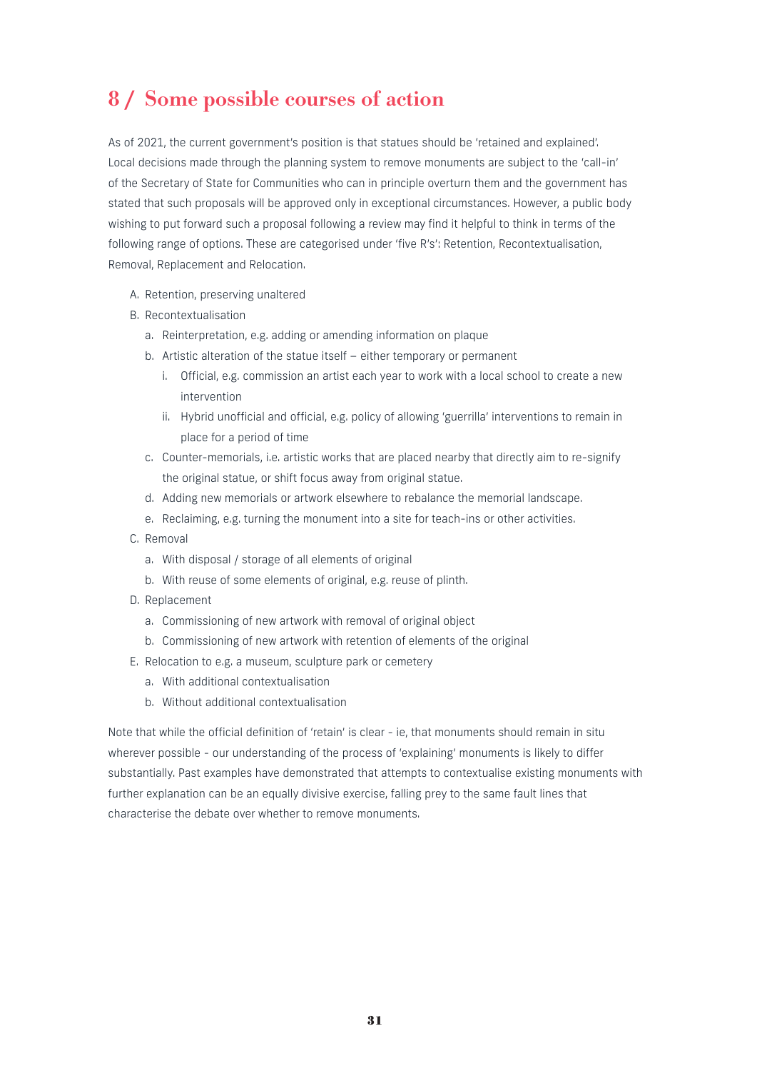# 8 / Some possible courses of action

As of 2021, the current government's position is that statues should be 'retained and explained'. Local decisions made through the planning system to remove monuments are subject to the 'call-in' of the Secretary of State for Communities who can in principle overturn them and the government has stated that such proposals will be approved only in exceptional circumstances. However, a public body wishing to put forward such a proposal following a review may find it helpful to think in terms of the following range of options. These are categorised under 'five R's': Retention, Recontextualisation, Removal, Replacement and Relocation.

A. Retention, preserving unaltered
B. Recontextualisation
   a. Reinterpretation, e.g. adding or amending information on plaque
   b. Artistic alteration of the statue itself – either temporary or permanent
      i. Official, e.g. commission an artist each year to work with a local school to create a new intervention
      ii. Hybrid unofficial and official, e.g. policy of allowing 'guerrilla' interventions to remain in place for a period of time
   c. Counter-memorials, i.e. artistic works that are placed nearby that directly aim to re-signify the original statue, or shift focus away from original statue.
   d. Adding new memorials or artwork elsewhere to rebalance the memorial landscape.
   e. Reclaiming, e.g. turning the monument into a site for teach-ins or other activities.
C. Removal
   a. With disposal / storage of all elements of original
   b. With reuse of some elements of original, e.g. reuse of plinth.
D. Replacement
   a. Commissioning of new artwork with removal of original object
   b. Commissioning of new artwork with retention of elements of the original
E. Relocation to e.g. a museum, sculpture park or cemetery
   a. With additional contextualisation
   b. Without additional contextualisation

Note that while the official definition of 'retain' is clear - ie, that monuments should remain in situ wherever possible - our understanding of the process of 'explaining' monuments is likely to differ substantially. Past examples have demonstrated that attempts to contextualise existing monuments with further explanation can be an equally divisive exercise, falling prey to the same fault lines that characterise the debate over whether to remove monuments.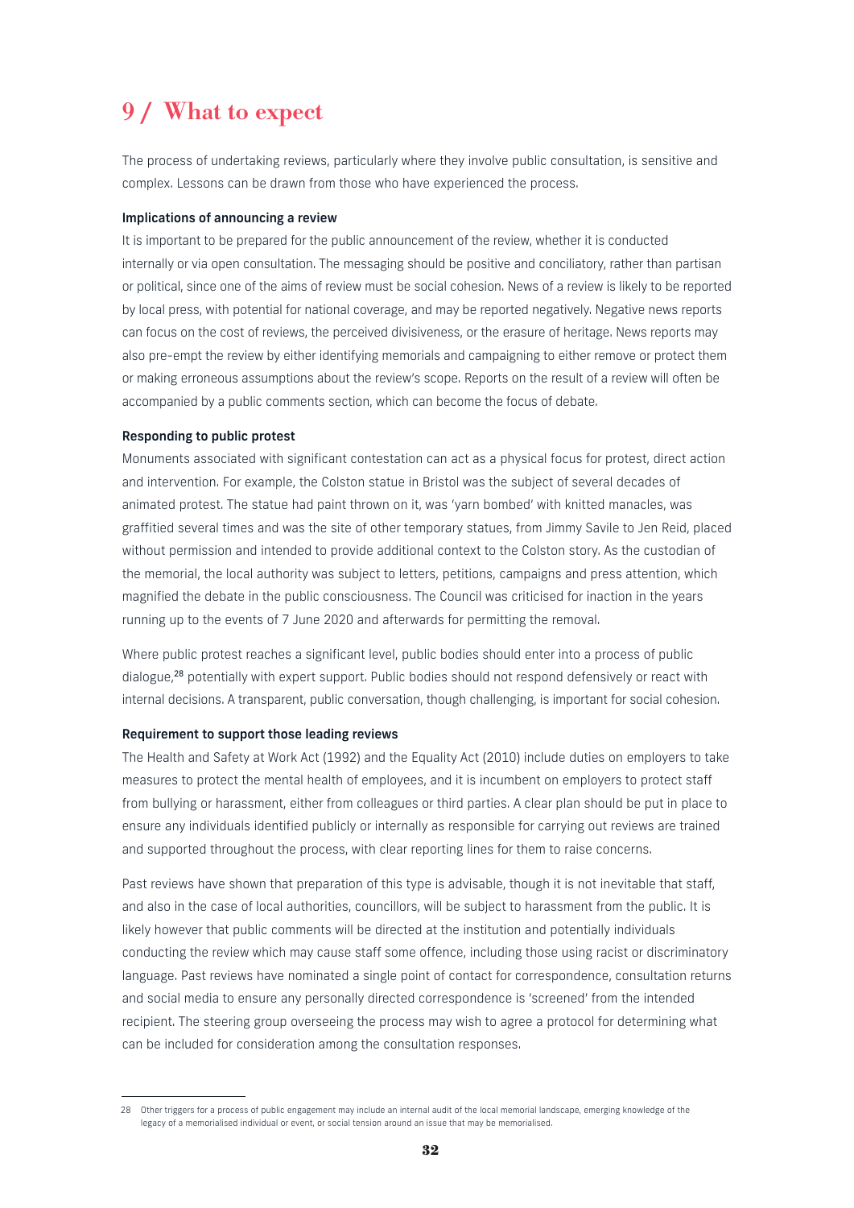# 9 / What to expect

The process of undertaking reviews, particularly where they involve public consultation, is sensitive and complex. Lessons can be drawn from those who have experienced the process.

**Implications of announcing a review**

It is important to be prepared for the public announcement of the review, whether it is conducted internally or via open consultation. The messaging should be positive and conciliatory, rather than partisan or political, since one of the aims of review must be social cohesion. News of a review is likely to be reported by local press, with potential for national coverage, and may be reported negatively. Negative news reports can focus on the cost of reviews, the perceived divisiveness, or the erasure of heritage. News reports may also pre-empt the review by either identifying memorials and campaigning to either remove or protect them or making erroneous assumptions about the review's scope. Reports on the result of a review will often be accompanied by a public comments section, which can become the focus of debate.

**Responding to public protest**

Monuments associated with significant contestation can act as a physical focus for protest, direct action and intervention. For example, the Colston statue in Bristol was the subject of several decades of animated protest. The statue had paint thrown on it, was 'yarn bombed' with knitted manacles, was graffitied several times and was the site of other temporary statues, from Jimmy Savile to Jen Reid, placed without permission and intended to provide additional context to the Colston story. As the custodian of the memorial, the local authority was subject to letters, petitions, campaigns and press attention, which magnified the debate in the public consciousness. The Council was criticised for inaction in the years running up to the events of 7 June 2020 and afterwards for permitting the removal.

Where public protest reaches a significant level, public bodies should enter into a process of public dialogue,[28] potentially with expert support. Public bodies should not respond defensively or react with internal decisions. A transparent, public conversation, though challenging, is important for social cohesion.

**Requirement to support those leading reviews**

The Health and Safety at Work Act (1992) and the Equality Act (2010) include duties on employers to take measures to protect the mental health of employees, and it is incumbent on employers to protect staff from bullying or harassment, either from colleagues or third parties. A clear plan should be put in place to ensure any individuals identified publicly or internally as responsible for carrying out reviews are trained and supported throughout the process, with clear reporting lines for them to raise concerns.

Past reviews have shown that preparation of this type is advisable, though it is not inevitable that staff, and also in the case of local authorities, councillors, will be subject to harassment from the public. It is likely however that public comments will be directed at the institution and potentially individuals conducting the review which may cause staff some offence, including those using racist or discriminatory language. Past reviews have nominated a single point of contact for correspondence, consultation returns and social media to ensure any personally directed correspondence is 'screened' from the intended recipient. The steering group overseeing the process may wish to agree a protocol for determining what can be included for consideration among the consultation responses.

---

28 Other triggers for a process of public engagement may include an internal audit of the local memorial landscape, emerging knowledge of the legacy of a memorialised individual or event, or social tension around an issue that may be memorialised.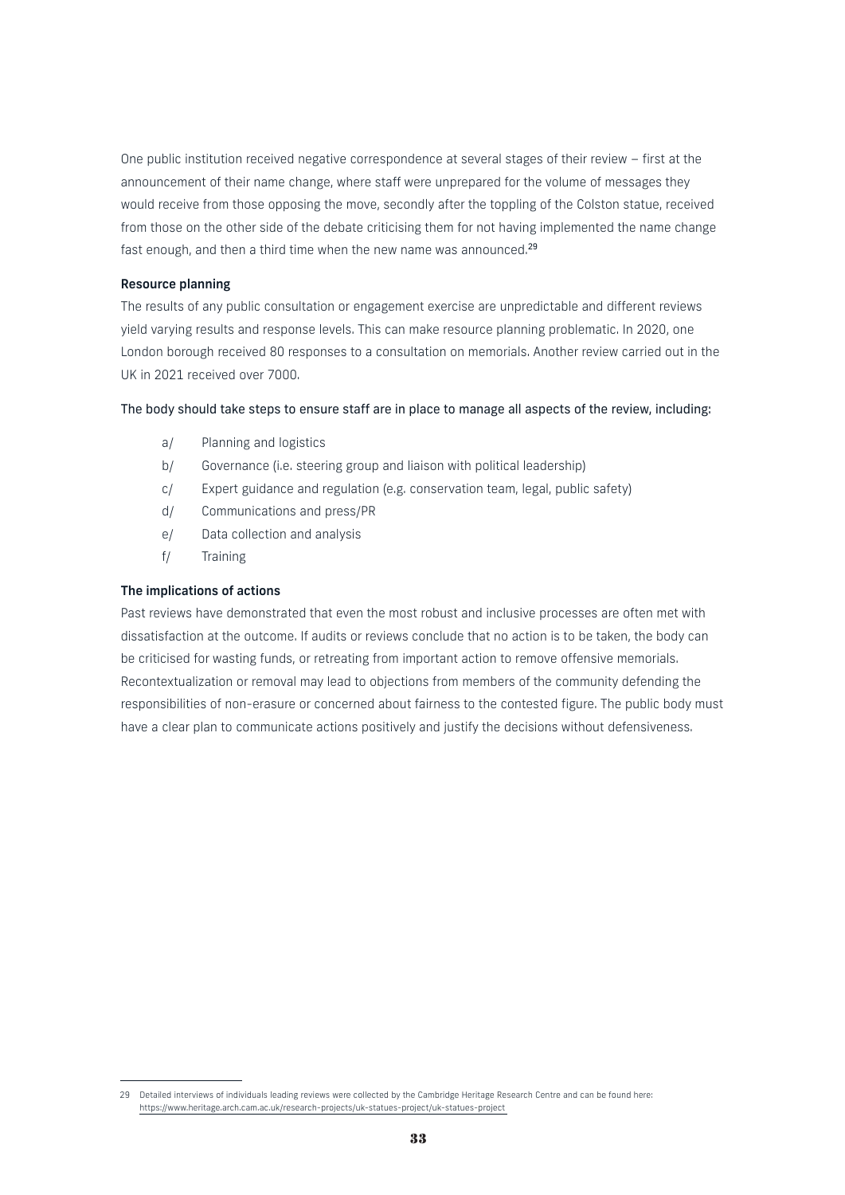One public institution received negative correspondence at several stages of their review – first at the announcement of their name change, where staff were unprepared for the volume of messages they would receive from those opposing the move, secondly after the toppling of the Colston statue, received from those on the other side of the debate criticising them for not having implemented the name change fast enough, and then a third time when the new name was announced.[29]

#### Resource planning

The results of any public consultation or engagement exercise are unpredictable and different reviews yield varying results and response levels. This can make resource planning problematic. In 2020, one London borough received 80 responses to a consultation on memorials. Another review carried out in the UK in 2021 received over 7000.

The body should take steps to ensure staff are in place to manage all aspects of the review, including:

- a/ Planning and logistics
- b/ Governance (i.e. steering group and liaison with political leadership)
- c/ Expert guidance and regulation (e.g. conservation team, legal, public safety)
- d/ Communications and press/PR
- e/ Data collection and analysis
- f/ Training

#### The implications of actions

Past reviews have demonstrated that even the most robust and inclusive processes are often met with dissatisfaction at the outcome. If audits or reviews conclude that no action is to be taken, the body can be criticised for wasting funds, or retreating from important action to remove offensive memorials. Recontextualization or removal may lead to objections from members of the community defending the responsibilities of non-erasure or concerned about fairness to the contested figure. The public body must have a clear plan to communicate actions positively and justify the decisions without defensiveness.

---

29 Detailed interviews of individuals leading reviews were collected by the Cambridge Heritage Research Centre and can be found here: https://www.heritage.arch.cam.ac.uk/research-projects/uk-statues-project/uk-statues-project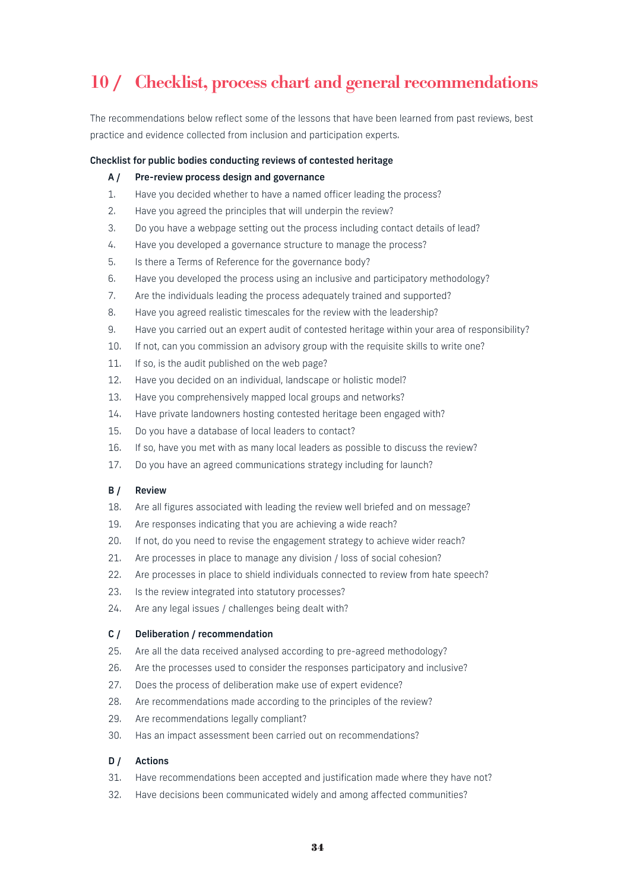# 10 / Checklist, process chart and general recommendations

The recommendations below reflect some of the lessons that have been learned from past reviews, best practice and evidence collected from inclusion and participation experts.

**Checklist for public bodies conducting reviews of contested heritage**

**A / Pre-review process design and governance**

1. Have you decided whether to have a named officer leading the process?
2. Have you agreed the principles that will underpin the review?
3. Do you have a webpage setting out the process including contact details of lead?
4. Have you developed a governance structure to manage the process?
5. Is there a Terms of Reference for the governance body?
6. Have you developed the process using an inclusive and participatory methodology?
7. Are the individuals leading the process adequately trained and supported?
8. Have you agreed realistic timescales for the review with the leadership?
9. Have you carried out an expert audit of contested heritage within your area of responsibility?
10. If not, can you commission an advisory group with the requisite skills to write one?
11. If so, is the audit published on the web page?
12. Have you decided on an individual, landscape or holistic model?
13. Have you comprehensively mapped local groups and networks?
14. Have private landowners hosting contested heritage been engaged with?
15. Do you have a database of local leaders to contact?
16. If so, have you met with as many local leaders as possible to discuss the review?
17. Do you have an agreed communications strategy including for launch?

**B / Review**

18. Are all figures associated with leading the review well briefed and on message?
19. Are responses indicating that you are achieving a wide reach?
20. If not, do you need to revise the engagement strategy to achieve wider reach?
21. Are processes in place to manage any division / loss of social cohesion?
22. Are processes in place to shield individuals connected to review from hate speech?
23. Is the review integrated into statutory processes?
24. Are any legal issues / challenges being dealt with?

**C / Deliberation / recommendation**

25. Are all the data received analysed according to pre-agreed methodology?
26. Are the processes used to consider the responses participatory and inclusive?
27. Does the process of deliberation make use of expert evidence?
28. Are recommendations made according to the principles of the review?
29. Are recommendations legally compliant?
30. Has an impact assessment been carried out on recommendations?

**D / Actions**

31. Have recommendations been accepted and justification made where they have not?
32. Have decisions been communicated widely and among affected communities?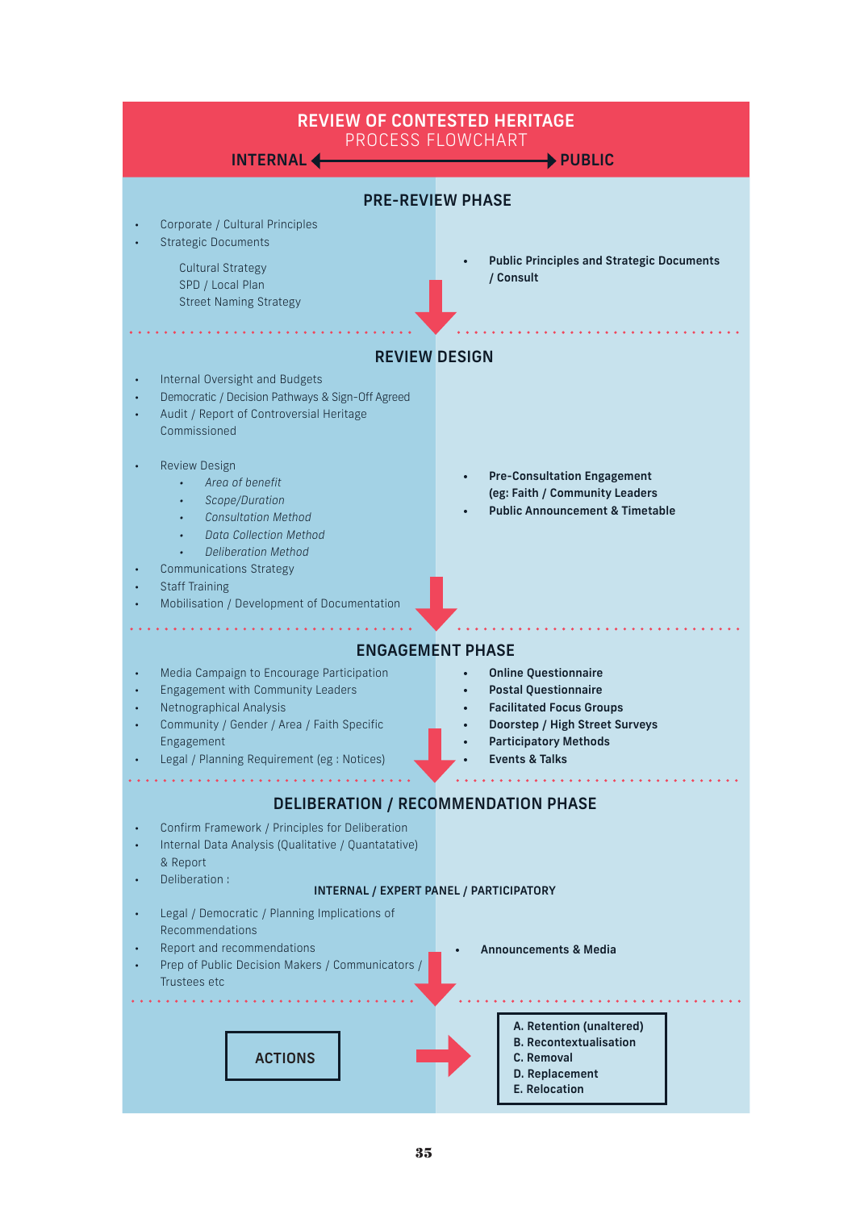# REVIEW OF CONTESTED HERITAGE

## PROCESS FLOWCHART

**INTERNAL** ⟵⟶ **PUBLIC**

### PRE-REVIEW PHASE

**Internal:**

- Corporate / Cultural Principles
- Strategic Documents

  Cultural Strategy
  SPD / Local Plan
  Street Naming Strategy

**Public:**

- **Public Principles and Strategic Documents / Consult**

### REVIEW DESIGN

**Internal:**

- Internal Oversight and Budgets
- Democratic / Decision Pathways & Sign-Off Agreed
- Audit / Report of Controversial Heritage Commissioned
- Review Design
  - *Area of benefit*
  - *Scope/Duration*
  - *Consultation Method*
  - *Data Collection Method*
  - *Deliberation Method*
- Communications Strategy
- Staff Training
- Mobilisation / Development of Documentation

**Public:**

- **Pre-Consultation Engagement (eg: Faith / Community Leaders**
- **Public Announcement & Timetable**

### ENGAGEMENT PHASE

**Internal:**

- Media Campaign to Encourage Participation
- Engagement with Community Leaders
- Netnographical Analysis
- Community / Gender / Area / Faith Specific Engagement
- Legal / Planning Requirement (eg : Notices)

**Public:**

- **Online Questionnaire**
- **Postal Questionnaire**
- **Facilitated Focus Groups**
- **Doorstep / High Street Surveys**
- **Participatory Methods**
- **Events & Talks**

### DELIBERATION / RECOMMENDATION PHASE

**Internal:**

- Confirm Framework / Principles for Deliberation
- Internal Data Analysis (Qualitative / Quantatative) & Report
- Deliberation :

  **INTERNAL / EXPERT PANEL / PARTICIPATORY**

- Legal / Democratic / Planning Implications of Recommendations
- Report and recommendations
- Prep of Public Decision Makers / Communicators / Trustees etc

**Public:**

- **Announcements & Media**

**ACTIONS** ⟶

- **A. Retention (unaltered)**
- **B. Recontextualisation**
- **C. Removal**
- **D. Replacement**
- **E. Relocation**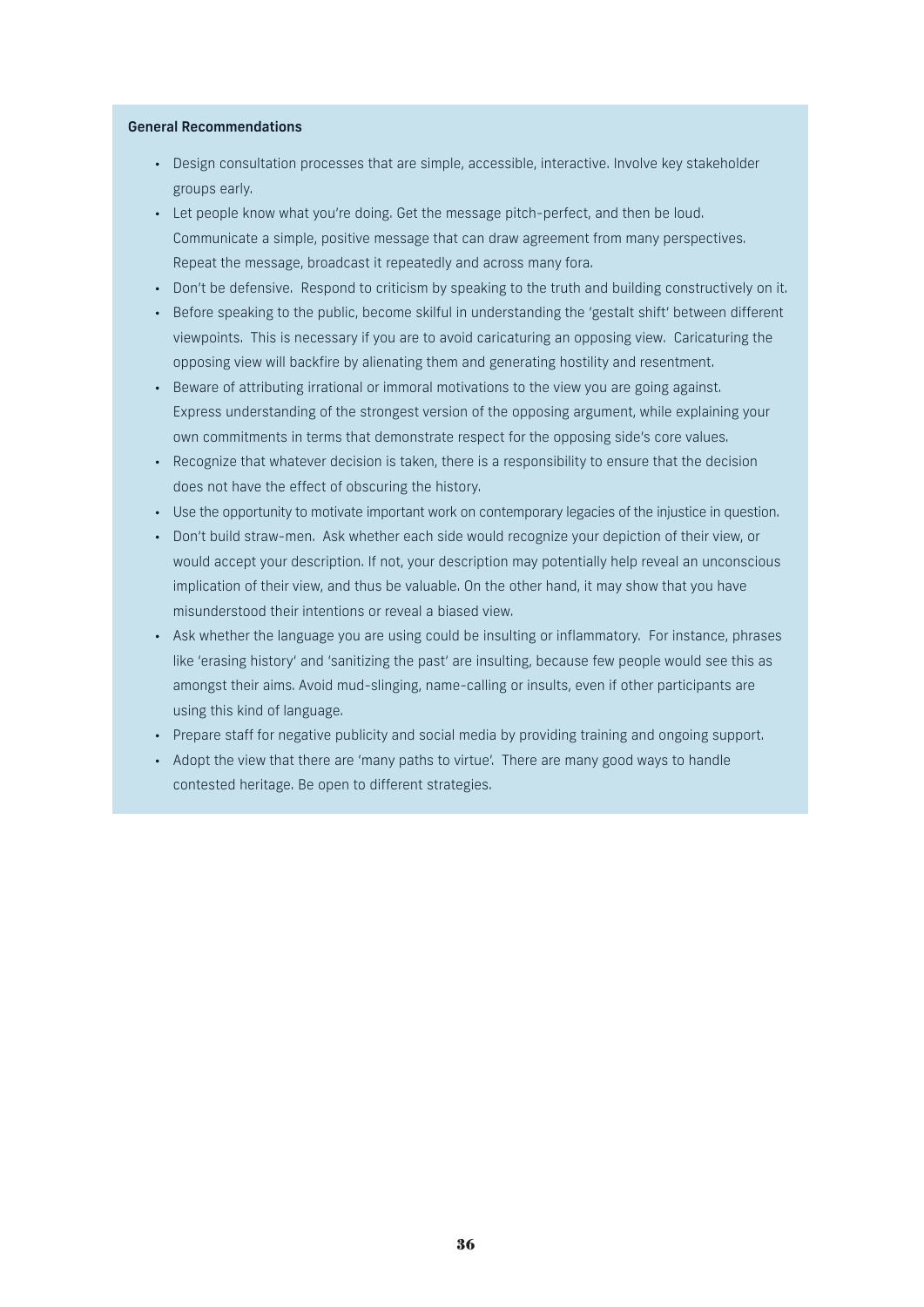**General Recommendations**

- Design consultation processes that are simple, accessible, interactive. Involve key stakeholder groups early.
- Let people know what you're doing. Get the message pitch-perfect, and then be loud. Communicate a simple, positive message that can draw agreement from many perspectives. Repeat the message, broadcast it repeatedly and across many fora.
- Don't be defensive. Respond to criticism by speaking to the truth and building constructively on it.
- Before speaking to the public, become skilful in understanding the 'gestalt shift' between different viewpoints. This is necessary if you are to avoid caricaturing an opposing view. Caricaturing the opposing view will backfire by alienating them and generating hostility and resentment.
- Beware of attributing irrational or immoral motivations to the view you are going against. Express understanding of the strongest version of the opposing argument, while explaining your own commitments in terms that demonstrate respect for the opposing side's core values.
- Recognize that whatever decision is taken, there is a responsibility to ensure that the decision does not have the effect of obscuring the history.
- Use the opportunity to motivate important work on contemporary legacies of the injustice in question.
- Don't build straw-men. Ask whether each side would recognize your depiction of their view, or would accept your description. If not, your description may potentially help reveal an unconscious implication of their view, and thus be valuable. On the other hand, it may show that you have misunderstood their intentions or reveal a biased view.
- Ask whether the language you are using could be insulting or inflammatory. For instance, phrases like 'erasing history' and 'sanitizing the past' are insulting, because few people would see this as amongst their aims. Avoid mud-slinging, name-calling or insults, even if other participants are using this kind of language.
- Prepare staff for negative publicity and social media by providing training and ongoing support.
- Adopt the view that there are 'many paths to virtue'. There are many good ways to handle contested heritage. Be open to different strategies.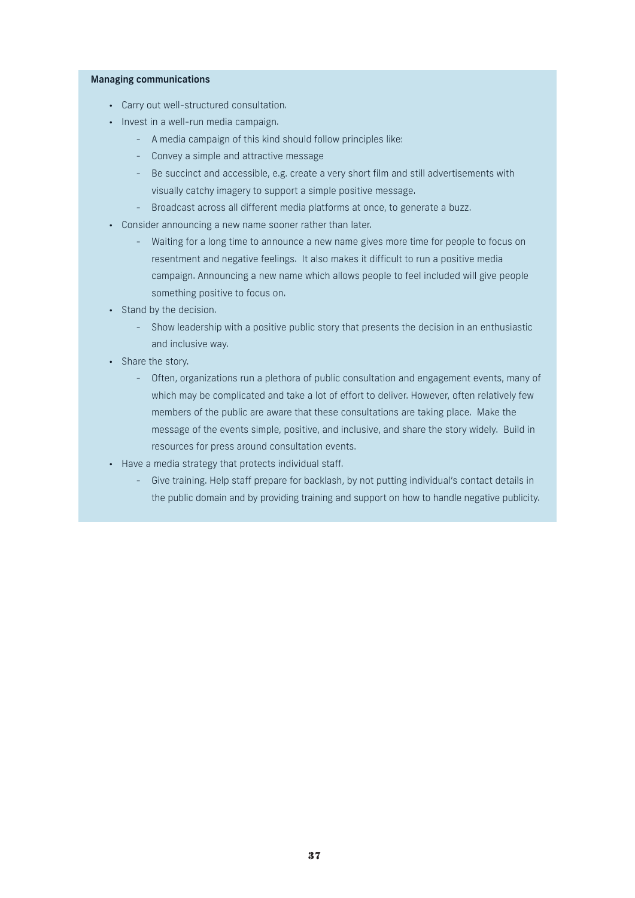**Managing communications**

- Carry out well-structured consultation.
- Invest in a well-run media campaign.
    - A media campaign of this kind should follow principles like:
    - Convey a simple and attractive message
    - Be succinct and accessible, e.g. create a very short film and still advertisements with visually catchy imagery to support a simple positive message.
    - Broadcast across all different media platforms at once, to generate a buzz.
- Consider announcing a new name sooner rather than later.
    - Waiting for a long time to announce a new name gives more time for people to focus on resentment and negative feelings. It also makes it difficult to run a positive media campaign. Announcing a new name which allows people to feel included will give people something positive to focus on.
- Stand by the decision.
    - Show leadership with a positive public story that presents the decision in an enthusiastic and inclusive way.
- Share the story.
    - Often, organizations run a plethora of public consultation and engagement events, many of which may be complicated and take a lot of effort to deliver. However, often relatively few members of the public are aware that these consultations are taking place. Make the message of the events simple, positive, and inclusive, and share the story widely. Build in resources for press around consultation events.
- Have a media strategy that protects individual staff.
    - Give training. Help staff prepare for backlash, by not putting individual's contact details in the public domain and by providing training and support on how to handle negative publicity.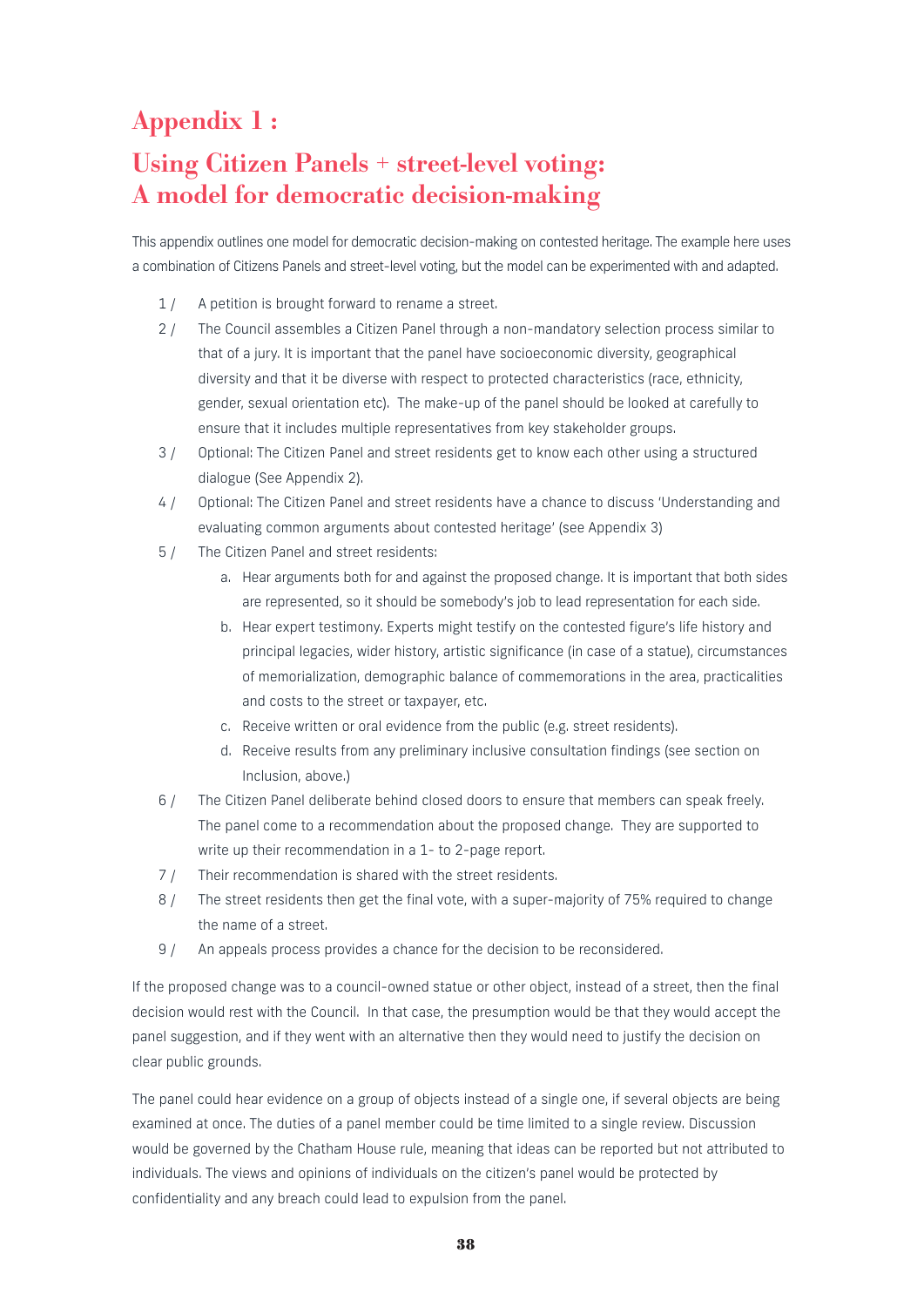# Appendix 1 :

# Using Citizen Panels + street-level voting: A model for democratic decision-making

This appendix outlines one model for democratic decision-making on contested heritage. The example here uses a combination of Citizens Panels and street-level voting, but the model can be experimented with and adapted.

1 / A petition is brought forward to rename a street.

2 / The Council assembles a Citizen Panel through a non-mandatory selection process similar to that of a jury. It is important that the panel have socioeconomic diversity, geographical diversity and that it be diverse with respect to protected characteristics (race, ethnicity, gender, sexual orientation etc). The make-up of the panel should be looked at carefully to ensure that it includes multiple representatives from key stakeholder groups.

3 / Optional: The Citizen Panel and street residents get to know each other using a structured dialogue (See Appendix 2).

4 / Optional: The Citizen Panel and street residents have a chance to discuss 'Understanding and evaluating common arguments about contested heritage' (see Appendix 3)

5 / The Citizen Panel and street residents:

a. Hear arguments both for and against the proposed change. It is important that both sides are represented, so it should be somebody's job to lead representation for each side.

b. Hear expert testimony. Experts might testify on the contested figure's life history and principal legacies, wider history, artistic significance (in case of a statue), circumstances of memorialization, demographic balance of commemorations in the area, practicalities and costs to the street or taxpayer, etc.

c. Receive written or oral evidence from the public (e.g. street residents).

d. Receive results from any preliminary inclusive consultation findings (see section on Inclusion, above.)

6 / The Citizen Panel deliberate behind closed doors to ensure that members can speak freely. The panel come to a recommendation about the proposed change. They are supported to write up their recommendation in a 1- to 2-page report.

7 / Their recommendation is shared with the street residents.

8 / The street residents then get the final vote, with a super-majority of 75% required to change the name of a street.

9 / An appeals process provides a chance for the decision to be reconsidered.

If the proposed change was to a council-owned statue or other object, instead of a street, then the final decision would rest with the Council. In that case, the presumption would be that they would accept the panel suggestion, and if they went with an alternative then they would need to justify the decision on clear public grounds.

The panel could hear evidence on a group of objects instead of a single one, if several objects are being examined at once. The duties of a panel member could be time limited to a single review. Discussion would be governed by the Chatham House rule, meaning that ideas can be reported but not attributed to individuals. The views and opinions of individuals on the citizen's panel would be protected by confidentiality and any breach could lead to expulsion from the panel.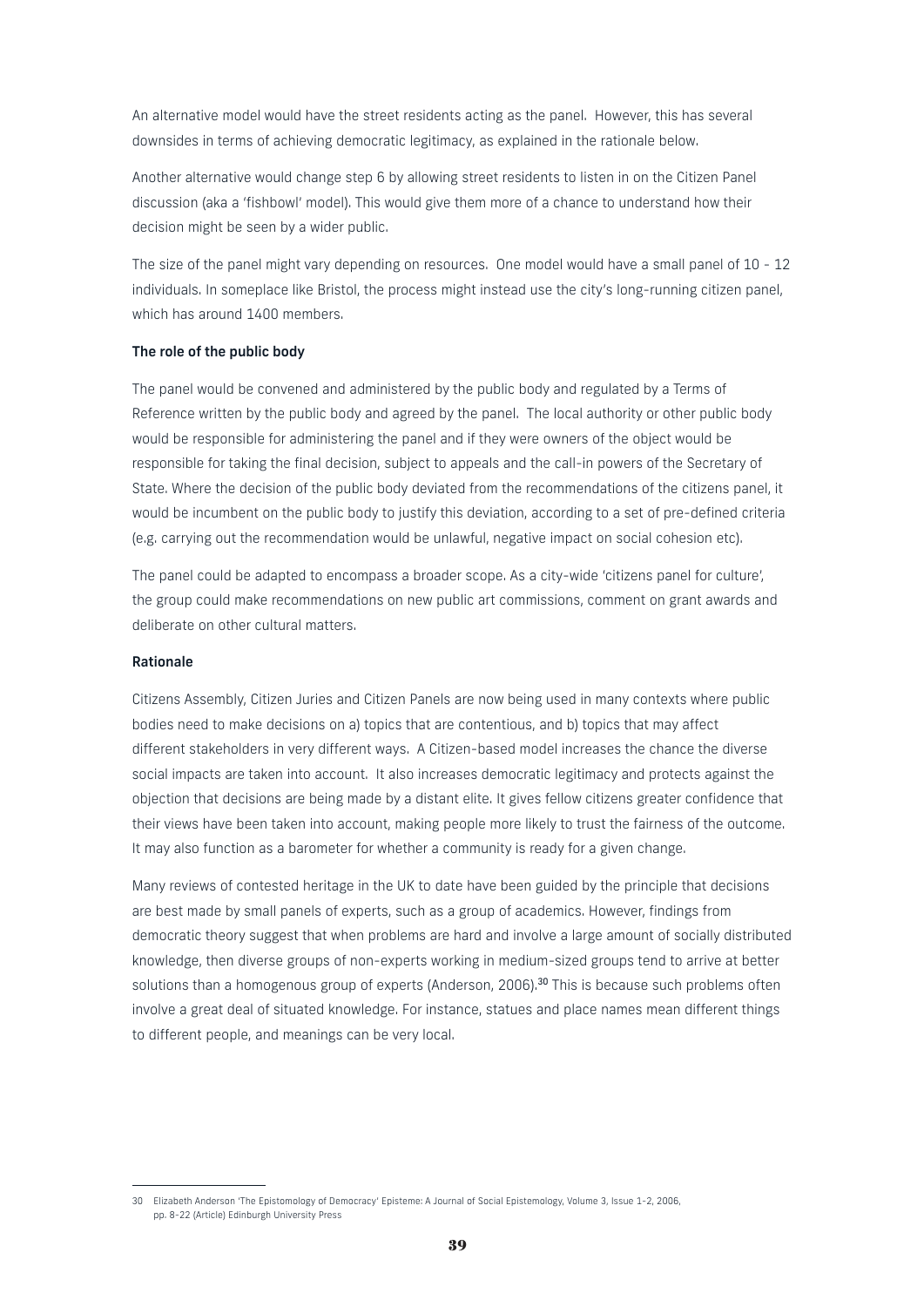An alternative model would have the street residents acting as the panel. However, this has several downsides in terms of achieving democratic legitimacy, as explained in the rationale below.

Another alternative would change step 6 by allowing street residents to listen in on the Citizen Panel discussion (aka a 'fishbowl' model). This would give them more of a chance to understand how their decision might be seen by a wider public.

The size of the panel might vary depending on resources. One model would have a small panel of 10 - 12 individuals. In someplace like Bristol, the process might instead use the city's long-running citizen panel, which has around 1400 members.

**The role of the public body**

The panel would be convened and administered by the public body and regulated by a Terms of Reference written by the public body and agreed by the panel. The local authority or other public body would be responsible for administering the panel and if they were owners of the object would be responsible for taking the final decision, subject to appeals and the call-in powers of the Secretary of State. Where the decision of the public body deviated from the recommendations of the citizens panel, it would be incumbent on the public body to justify this deviation, according to a set of pre-defined criteria (e.g. carrying out the recommendation would be unlawful, negative impact on social cohesion etc).

The panel could be adapted to encompass a broader scope. As a city-wide 'citizens panel for culture', the group could make recommendations on new public art commissions, comment on grant awards and deliberate on other cultural matters.

**Rationale**

Citizens Assembly, Citizen Juries and Citizen Panels are now being used in many contexts where public bodies need to make decisions on a) topics that are contentious, and b) topics that may affect different stakeholders in very different ways. A Citizen-based model increases the chance the diverse social impacts are taken into account. It also increases democratic legitimacy and protects against the objection that decisions are being made by a distant elite. It gives fellow citizens greater confidence that their views have been taken into account, making people more likely to trust the fairness of the outcome. It may also function as a barometer for whether a community is ready for a given change.

Many reviews of contested heritage in the UK to date have been guided by the principle that decisions are best made by small panels of experts, such as a group of academics. However, findings from democratic theory suggest that when problems are hard and involve a large amount of socially distributed knowledge, then diverse groups of non-experts working in medium-sized groups tend to arrive at better solutions than a homogenous group of experts (Anderson, 2006).[30] This is because such problems often involve a great deal of situated knowledge. For instance, statues and place names mean different things to different people, and meanings can be very local.

---

30 Elizabeth Anderson 'The Epistomology of Democracy' Episteme: A Journal of Social Epistemology, Volume 3, Issue 1-2, 2006, pp. 8-22 (Article) Edinburgh University Press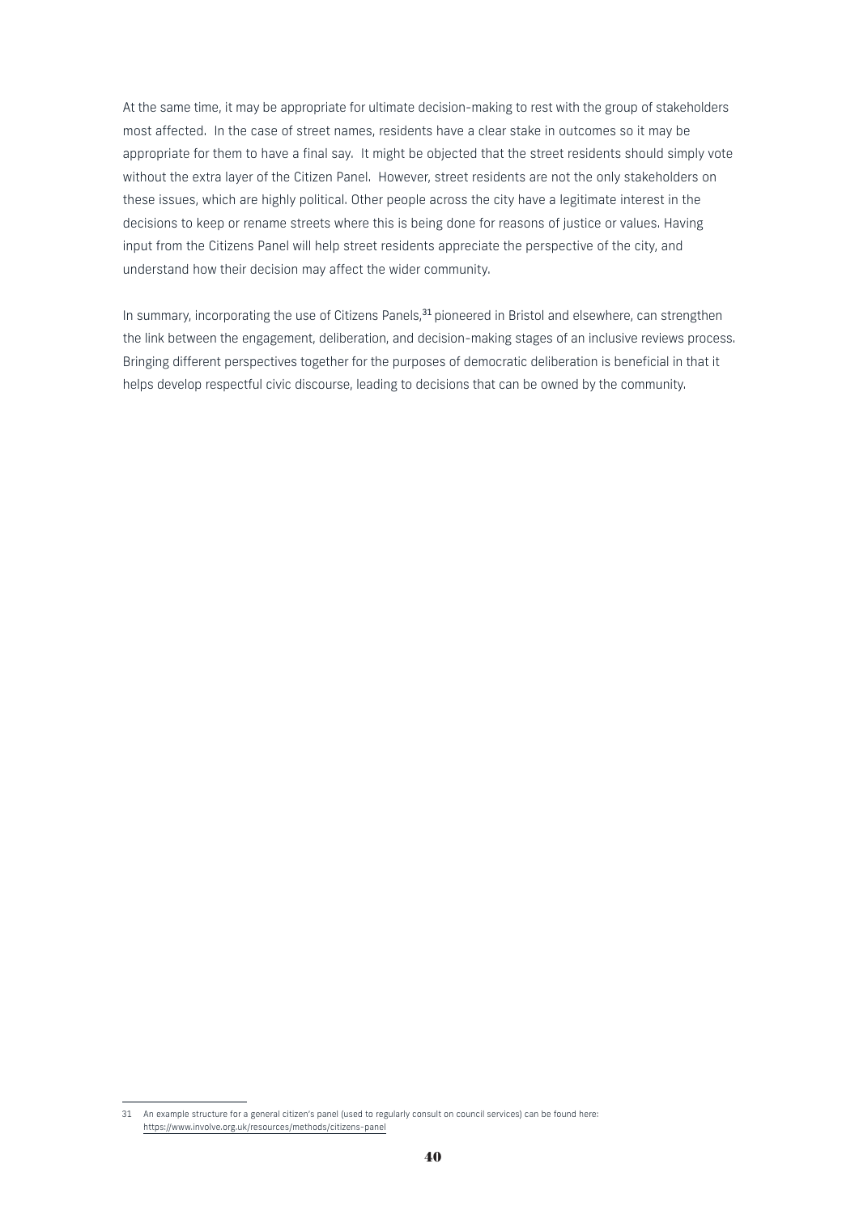At the same time, it may be appropriate for ultimate decision-making to rest with the group of stakeholders most affected. In the case of street names, residents have a clear stake in outcomes so it may be appropriate for them to have a final say. It might be objected that the street residents should simply vote without the extra layer of the Citizen Panel. However, street residents are not the only stakeholders on these issues, which are highly political. Other people across the city have a legitimate interest in the decisions to keep or rename streets where this is being done for reasons of justice or values. Having input from the Citizens Panel will help street residents appreciate the perspective of the city, and understand how their decision may affect the wider community.

In summary, incorporating the use of Citizens Panels,[31] pioneered in Bristol and elsewhere, can strengthen the link between the engagement, deliberation, and decision-making stages of an inclusive reviews process. Bringing different perspectives together for the purposes of democratic deliberation is beneficial in that it helps develop respectful civic discourse, leading to decisions that can be owned by the community.

---

31 An example structure for a general citizen's panel (used to regularly consult on council services) can be found here: https://www.involve.org.uk/resources/methods/citizens-panel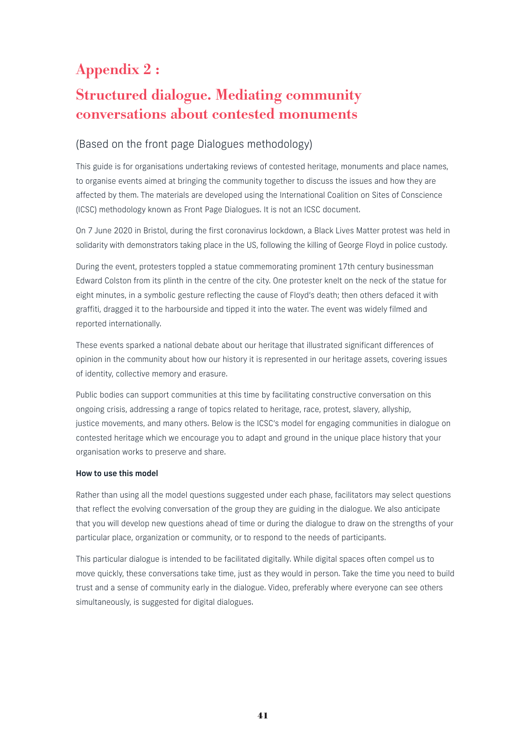# Appendix 2 :

# Structured dialogue. Mediating community conversations about contested monuments

(Based on the front page Dialogues methodology)

This guide is for organisations undertaking reviews of contested heritage, monuments and place names, to organise events aimed at bringing the community together to discuss the issues and how they are affected by them. The materials are developed using the International Coalition on Sites of Conscience (ICSC) methodology known as Front Page Dialogues. It is not an ICSC document.

On 7 June 2020 in Bristol, during the first coronavirus lockdown, a Black Lives Matter protest was held in solidarity with demonstrators taking place in the US, following the killing of George Floyd in police custody.

During the event, protesters toppled a statue commemorating prominent 17th century businessman Edward Colston from its plinth in the centre of the city. One protester knelt on the neck of the statue for eight minutes, in a symbolic gesture reflecting the cause of Floyd's death; then others defaced it with graffiti, dragged it to the harbourside and tipped it into the water. The event was widely filmed and reported internationally.

These events sparked a national debate about our heritage that illustrated significant differences of opinion in the community about how our history it is represented in our heritage assets, covering issues of identity, collective memory and erasure.

Public bodies can support communities at this time by facilitating constructive conversation on this ongoing crisis, addressing a range of topics related to heritage, race, protest, slavery, allyship, justice movements, and many others. Below is the ICSC's model for engaging communities in dialogue on contested heritage which we encourage you to adapt and ground in the unique place history that your organisation works to preserve and share.

**How to use this model**

Rather than using all the model questions suggested under each phase, facilitators may select questions that reflect the evolving conversation of the group they are guiding in the dialogue. We also anticipate that you will develop new questions ahead of time or during the dialogue to draw on the strengths of your particular place, organization or community, or to respond to the needs of participants.

This particular dialogue is intended to be facilitated digitally. While digital spaces often compel us to move quickly, these conversations take time, just as they would in person. Take the time you need to build trust and a sense of community early in the dialogue. Video, preferably where everyone can see others simultaneously, is suggested for digital dialogues.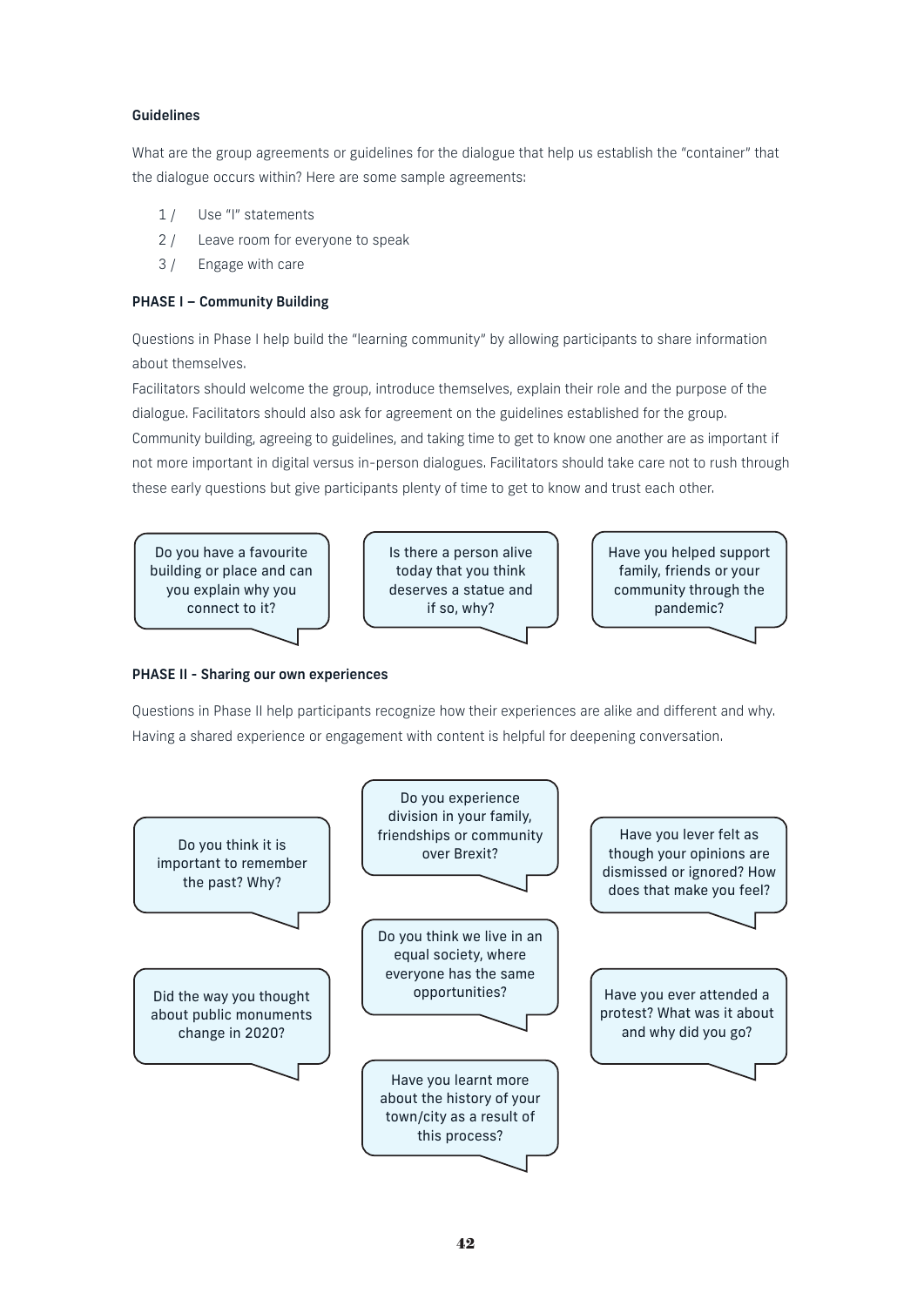**Guidelines**

What are the group agreements or guidelines for the dialogue that help us establish the "container" that the dialogue occurs within? Here are some sample agreements:

1 / Use "I" statements
2 / Leave room for everyone to speak
3 / Engage with care

**PHASE I – Community Building**

Questions in Phase I help build the "learning community" by allowing participants to share information about themselves.

Facilitators should welcome the group, introduce themselves, explain their role and the purpose of the dialogue. Facilitators should also ask for agreement on the guidelines established for the group. Community building, agreeing to guidelines, and taking time to get to know one another are as important if not more important in digital versus in-person dialogues. Facilitators should take care not to rush through these early questions but give participants plenty of time to get to know and trust each other.

Do you have a favourite building or place and can you explain why you connect to it?

Is there a person alive today that you think deserves a statue and if so, why?

Have you helped support family, friends or your community through the pandemic?

**PHASE II - Sharing our own experiences**

Questions in Phase II help participants recognize how their experiences are alike and different and why. Having a shared experience or engagement with content is helpful for deepening conversation.

Do you think it is important to remember the past? Why?

Did the way you thought about public monuments change in 2020?

Do you experience division in your family, friendships or community over Brexit?

Do you think we live in an equal society, where everyone has the same opportunities?

Have you learnt more about the history of your town/city as a result of this process?

Have you lever felt as though your opinions are dismissed or ignored? How does that make you feel?

Have you ever attended a protest? What was it about and why did you go?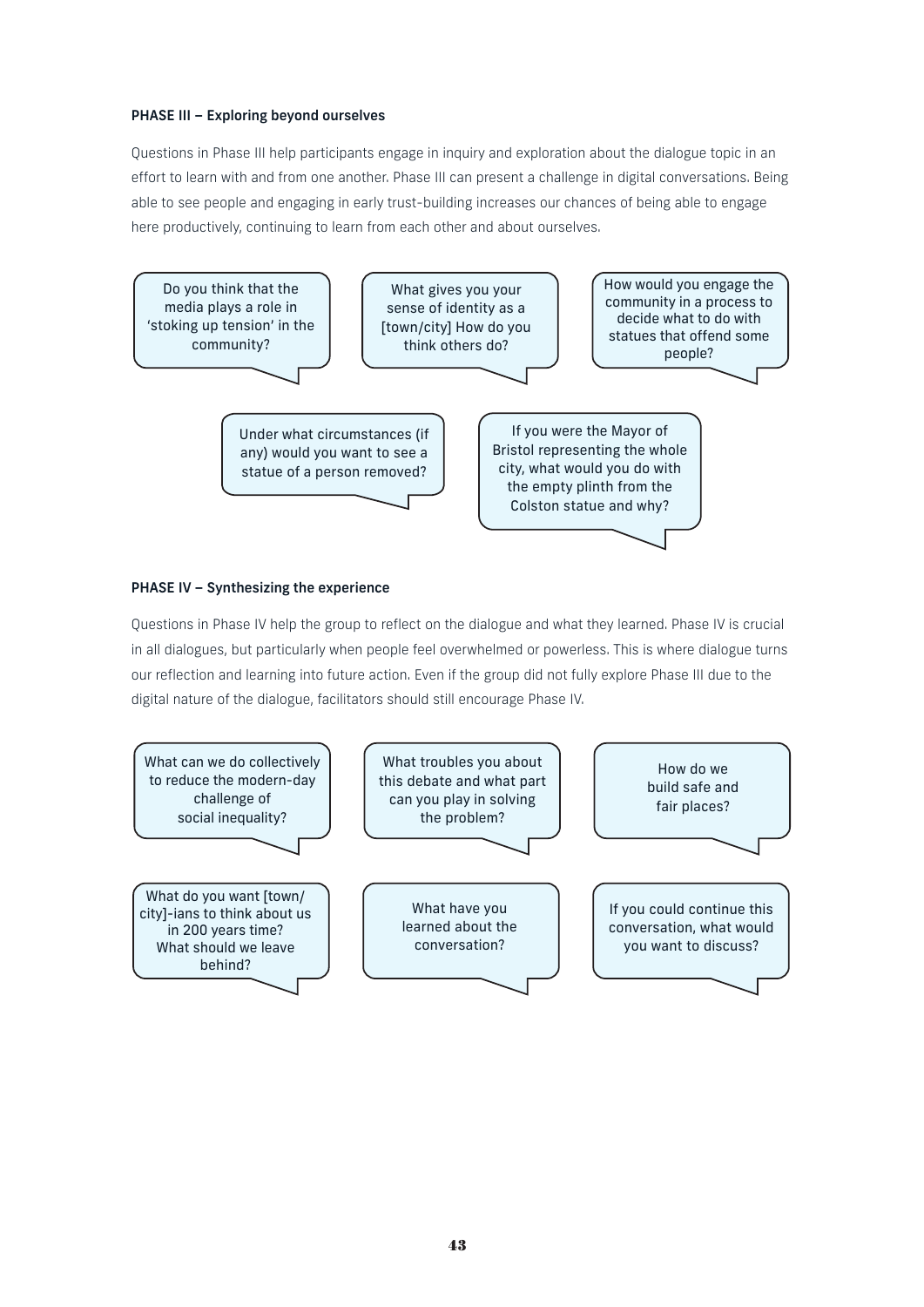### PHASE III – Exploring beyond ourselves

Questions in Phase III help participants engage in inquiry and exploration about the dialogue topic in an effort to learn with and from one another. Phase III can present a challenge in digital conversations. Being able to see people and engaging in early trust-building increases our chances of being able to engage here productively, continuing to learn from each other and about ourselves.

- Do you think that the media plays a role in 'stoking up tension' in the community?
- What gives you your sense of identity as a [town/city] How do you think others do?
- How would you engage the community in a process to decide what to do with statues that offend some people?
- Under what circumstances (if any) would you want to see a statue of a person removed?
- If you were the Mayor of Bristol representing the whole city, what would you do with the empty plinth from the Colston statue and why?

### PHASE IV – Synthesizing the experience

Questions in Phase IV help the group to reflect on the dialogue and what they learned. Phase IV is crucial in all dialogues, but particularly when people feel overwhelmed or powerless. This is where dialogue turns our reflection and learning into future action. Even if the group did not fully explore Phase III due to the digital nature of the dialogue, facilitators should still encourage Phase IV.

- What can we do collectively to reduce the modern-day challenge of social inequality?
- What troubles you about this debate and what part can you play in solving the problem?
- How do we build safe and fair places?
- What do you want [town/city]-ians to think about us in 200 years time? What should we leave behind?
- What have you learned about the conversation?
- If you could continue this conversation, what would you want to discuss?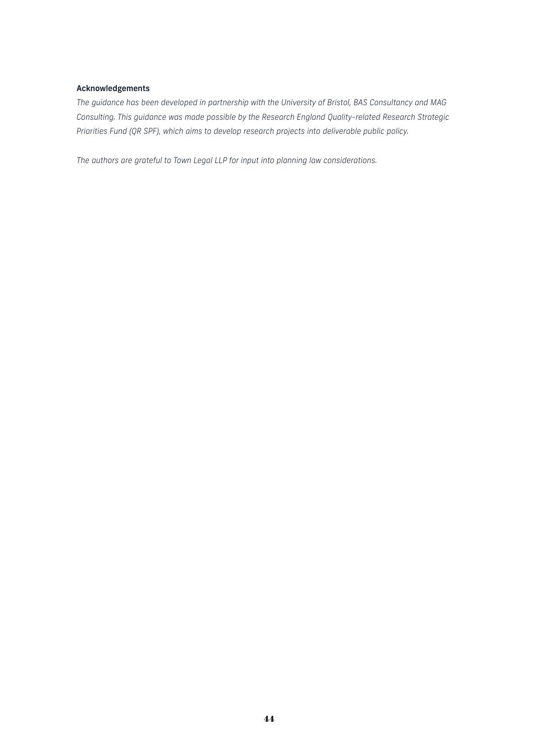**Acknowledgements**

*The guidance has been developed in partnership with the University of Bristol, BAS Consultancy and MAG Consulting. This guidance was made possible by the Research England Quality-related Research Strategic Priorities Fund (QR SPF), which aims to develop research projects into deliverable public policy.*

*The authors are grateful to Town Legal LLP for input into planning law considerations.*